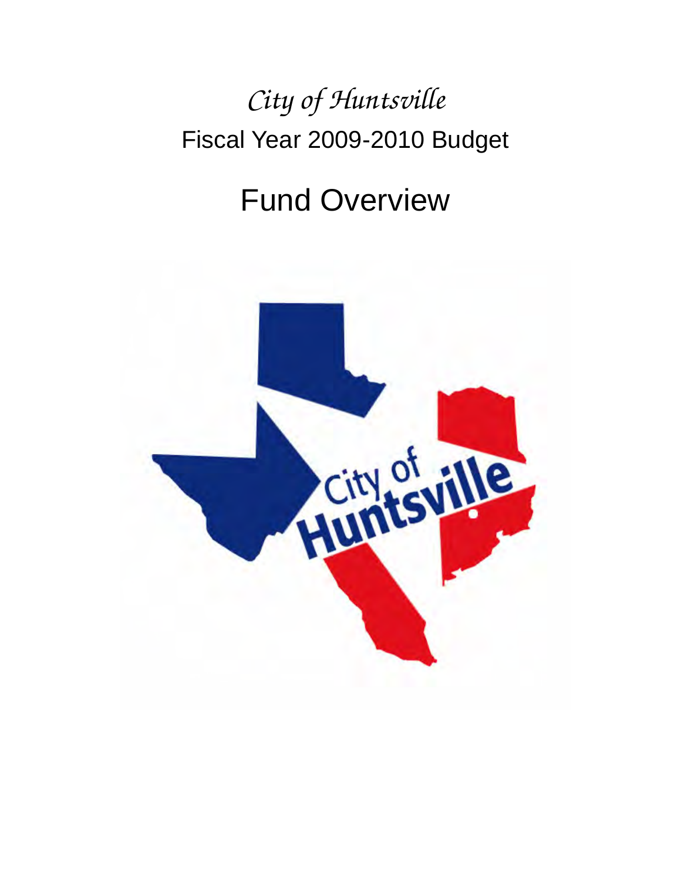*City of Huntsville*

Fiscal Year 2009-2010 Budget

# Fund Overview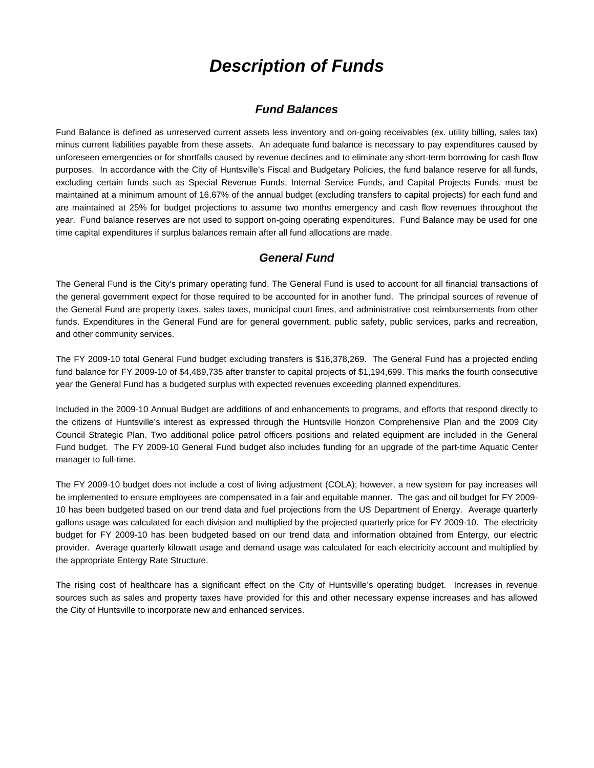# *Description of Funds*

## *Fund Balances*

Fund Balance is defined as unreserved current assets less inventory and on-going receivables (ex. utility billing, sales tax) minus current liabilities payable from these assets. An adequate fund balance is necessary to pay expenditures caused by unforeseen emergencies or for shortfalls caused by revenue declines and to eliminate any short-term borrowing for cash flow purposes. In accordance with the City of Huntsville's Fiscal and Budgetary Policies, the fund balance reserve for all funds, excluding certain funds such as Special Revenue Funds, Internal Service Funds, and Capital Projects Funds, must be maintained at a minimum amount of 16.67% of the annual budget (excluding transfers to capital projects) for each fund and are maintained at 25% for budget projections to assume two months emergency and cash flow revenues throughout the year. Fund balance reserves are not used to support on-going operating expenditures. Fund Balance may be used for one time capital expenditures if surplus balances remain after all fund allocations are made.

## *General Fund*

The General Fund is the City's primary operating fund. The General Fund is used to account for all financial transactions of the general government expect for those required to be accounted for in another fund. The principal sources of revenue of the General Fund are property taxes, sales taxes, municipal court fines, and administrative cost reimbursements from other funds. Expenditures in the General Fund are for general government, public safety, public services, parks and recreation, and other community services.

The FY 2009-10 total General Fund budget excluding transfers is $16,378,269. The General Fund has a projected ending fund balance for FY 2009-10 of $4,489,735 after transfer to capital projects of $1,194,699. This marks the fourth consecutive year the General Fund has a budgeted surplus with expected revenues exceeding planned expenditures.

Included in the 2009-10 Annual Budget are additions of and enhancements to programs, and efforts that respond directly to the citizens of Huntsville's interest as expressed through the Huntsville Horizon Comprehensive Plan and the 2009 City Council Strategic Plan. Two additional police patrol officers positions and related equipment are included in the General Fund budget. The FY 2009-10 General Fund budget also includes funding for an upgrade of the part-time Aquatic Center manager to full-time.

The FY 2009-10 budget does not include a cost of living adjustment (COLA); however, a new system for pay increases will be implemented to ensure employees are compensated in a fair and equitable manner. The gas and oil budget for FY 2009-10 has been budgeted based on our trend data and fuel projections from the US Department of Energy. Average quarterly gallons usage was calculated for each division and multiplied by the projected quarterly price for FY 2009-10. The electricity budget for FY 2009-10 has been budgeted based on our trend data and information obtained from Entergy, our electric provider. Average quarterly kilowatt usage and demand usage was calculated for each electricity account and multiplied by the appropriate Entergy Rate Structure.

The rising cost of healthcare has a significant effect on the City of Huntsville's operating budget. Increases in revenue sources such as sales and property taxes have provided for this and other necessary expense increases and has allowed the City of Huntsville to incorporate new and enhanced services.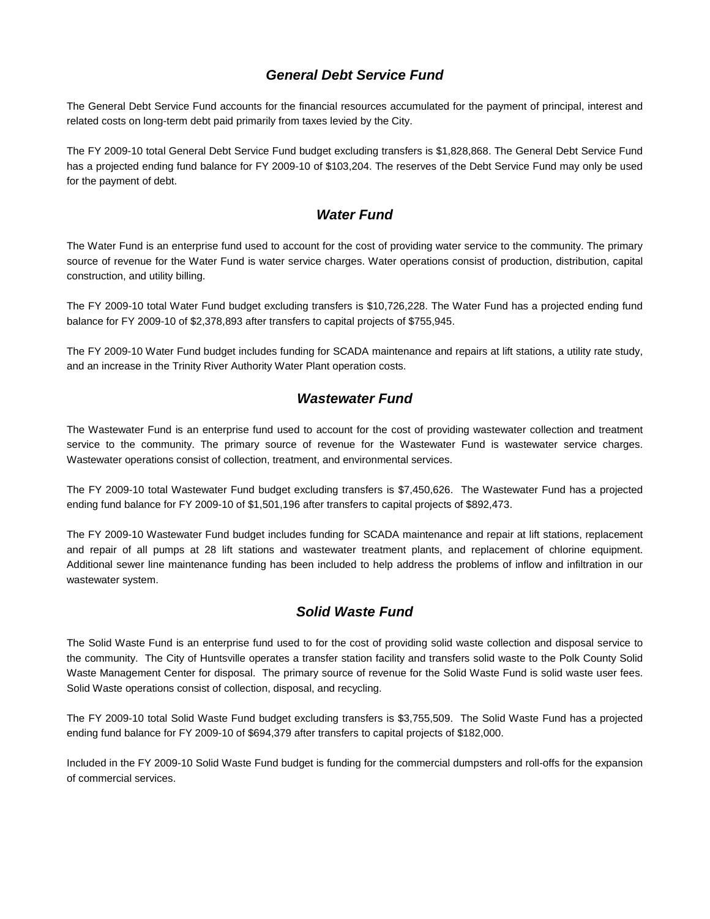## *General Debt Service Fund*

The General Debt Service Fund accounts for the financial resources accumulated for the payment of principal, interest and related costs on long-term debt paid primarily from taxes levied by the City.

The FY 2009-10 total General Debt Service Fund budget excluding transfers is $1,828,868. The General Debt Service Fund has a projected ending fund balance for FY 2009-10 of $103,204. The reserves of the Debt Service Fund may only be used for the payment of debt.

## *Water Fund*

The Water Fund is an enterprise fund used to account for the cost of providing water service to the community. The primary source of revenue for the Water Fund is water service charges. Water operations consist of production, distribution, capital construction, and utility billing.

The FY 2009-10 total Water Fund budget excluding transfers is $10,726,228. The Water Fund has a projected ending fund balance for FY 2009-10 of $2,378,893 after transfers to capital projects of $755,945.

The FY 2009-10 Water Fund budget includes funding for SCADA maintenance and repairs at lift stations, a utility rate study, and an increase in the Trinity River Authority Water Plant operation costs.

## *Wastewater Fund*

The Wastewater Fund is an enterprise fund used to account for the cost of providing wastewater collection and treatment service to the community. The primary source of revenue for the Wastewater Fund is wastewater service charges. Wastewater operations consist of collection, treatment, and environmental services.

The FY 2009-10 total Wastewater Fund budget excluding transfers is $7,450,626. The Wastewater Fund has a projected ending fund balance for FY 2009-10 of $1,501,196 after transfers to capital projects of $892,473.

The FY 2009-10 Wastewater Fund budget includes funding for SCADA maintenance and repair at lift stations, replacement and repair of all pumps at 28 lift stations and wastewater treatment plants, and replacement of chlorine equipment. Additional sewer line maintenance funding has been included to help address the problems of inflow and infiltration in our wastewater system.

## *Solid Waste Fund*

The Solid Waste Fund is an enterprise fund used to for the cost of providing solid waste collection and disposal service to the community. The City of Huntsville operates a transfer station facility and transfers solid waste to the Polk County Solid Waste Management Center for disposal. The primary source of revenue for the Solid Waste Fund is solid waste user fees. Solid Waste operations consist of collection, disposal, and recycling.

The FY 2009-10 total Solid Waste Fund budget excluding transfers is $3,755,509. The Solid Waste Fund has a projected ending fund balance for FY 2009-10 of $694,379 after transfers to capital projects of $182,000.

Included in the FY 2009-10 Solid Waste Fund budget is funding for the commercial dumpsters and roll-offs for the expansion of commercial services.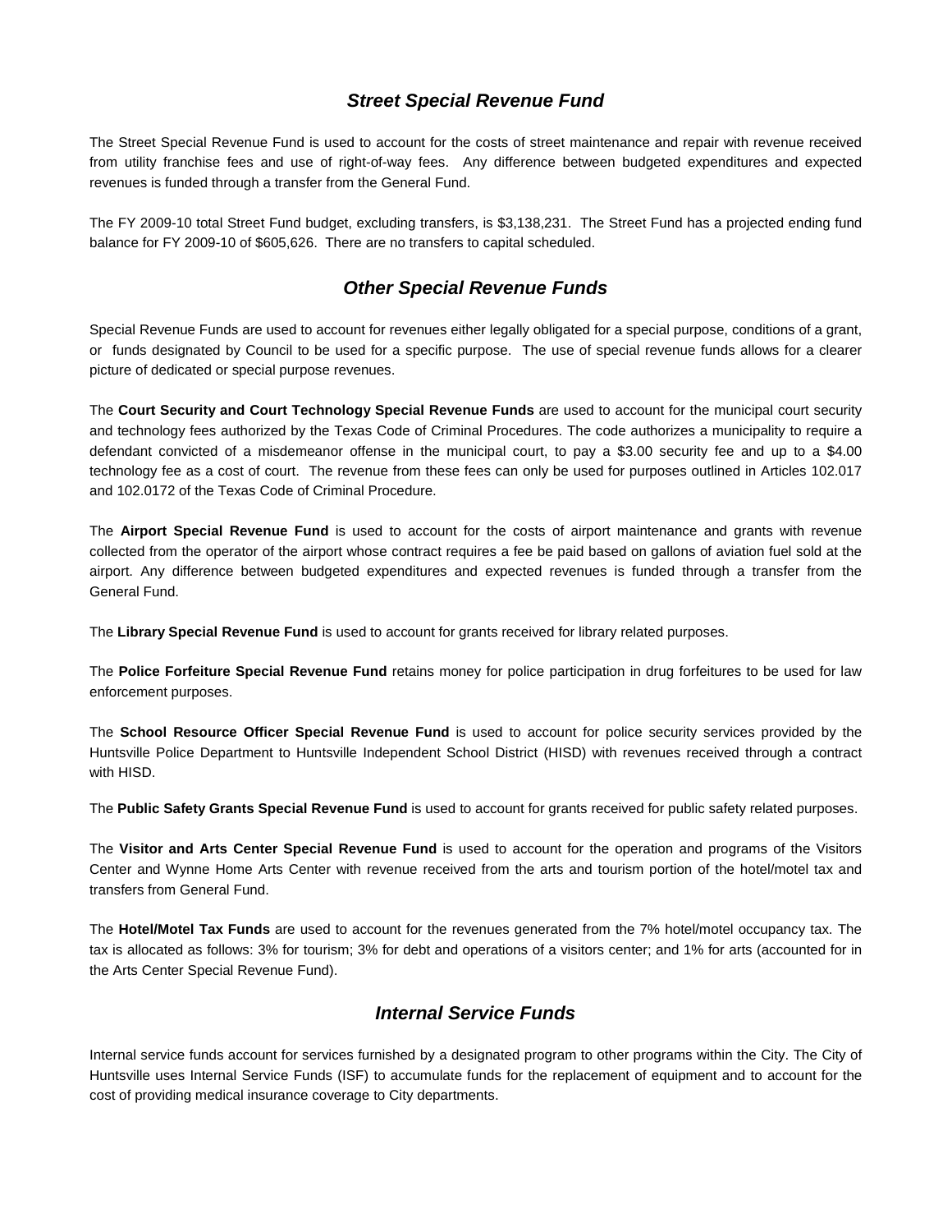## *Street Special Revenue Fund*

The Street Special Revenue Fund is used to account for the costs of street maintenance and repair with revenue received from utility franchise fees and use of right-of-way fees. Any difference between budgeted expenditures and expected revenues is funded through a transfer from the General Fund.

The FY 2009-10 total Street Fund budget, excluding transfers, is $3,138,231. The Street Fund has a projected ending fund balance for FY 2009-10 of $605,626. There are no transfers to capital scheduled.

## *Other Special Revenue Funds*

Special Revenue Funds are used to account for revenues either legally obligated for a special purpose, conditions of a grant, or funds designated by Council to be used for a specific purpose. The use of special revenue funds allows for a clearer picture of dedicated or special purpose revenues.

The **Court Security and Court Technology Special Revenue Funds** are used to account for the municipal court security and technology fees authorized by the Texas Code of Criminal Procedures. The code authorizes a municipality to require a defendant convicted of a misdemeanor offense in the municipal court, to pay a $3.00 security fee and up to a $4.00 technology fee as a cost of court. The revenue from these fees can only be used for purposes outlined in Articles 102.017 and 102.0172 of the Texas Code of Criminal Procedure.

The **Airport Special Revenue Fund** is used to account for the costs of airport maintenance and grants with revenue collected from the operator of the airport whose contract requires a fee be paid based on gallons of aviation fuel sold at the airport. Any difference between budgeted expenditures and expected revenues is funded through a transfer from the General Fund.

The **Library Special Revenue Fund** is used to account for grants received for library related purposes.

The **Police Forfeiture Special Revenue Fund** retains money for police participation in drug forfeitures to be used for law enforcement purposes.

The **School Resource Officer Special Revenue Fund** is used to account for police security services provided by the Huntsville Police Department to Huntsville Independent School District (HISD) with revenues received through a contract with HISD.

The **Public Safety Grants Special Revenue Fund** is used to account for grants received for public safety related purposes.

The **Visitor and Arts Center Special Revenue Fund** is used to account for the operation and programs of the Visitors Center and Wynne Home Arts Center with revenue received from the arts and tourism portion of the hotel/motel tax and transfers from General Fund.

The **Hotel/Motel Tax Funds** are used to account for the revenues generated from the 7% hotel/motel occupancy tax. The tax is allocated as follows: 3% for tourism; 3% for debt and operations of a visitors center; and 1% for arts (accounted for in the Arts Center Special Revenue Fund).

## *Internal Service Funds*

Internal service funds account for services furnished by a designated program to other programs within the City. The City of Huntsville uses Internal Service Funds (ISF) to accumulate funds for the replacement of equipment and to account for the cost of providing medical insurance coverage to City departments.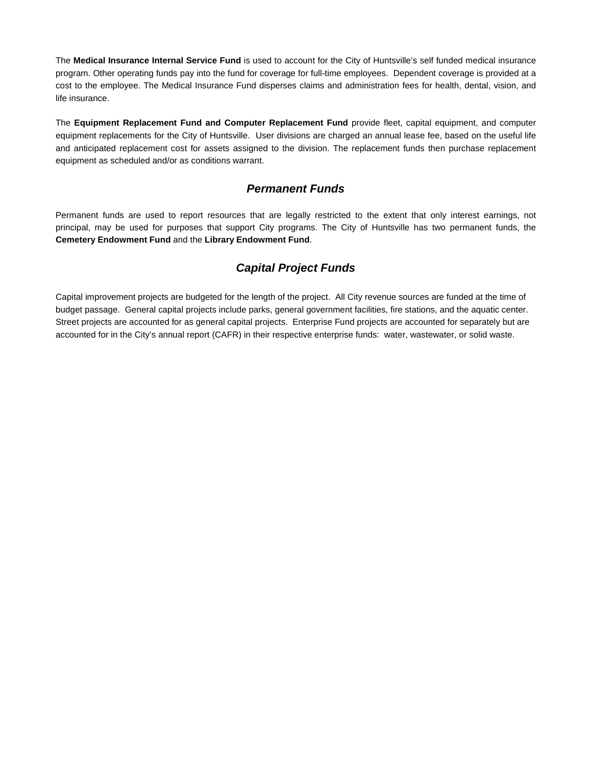The **Medical Insurance Internal Service Fund** is used to account for the City of Huntsville's self funded medical insurance program. Other operating funds pay into the fund for coverage for full-time employees. Dependent coverage is provided at a cost to the employee. The Medical Insurance Fund disperses claims and administration fees for health, dental, vision, and life insurance.

The **Equipment Replacement Fund and Computer Replacement Fund** provide fleet, capital equipment, and computer equipment replacements for the City of Huntsville. User divisions are charged an annual lease fee, based on the useful life and anticipated replacement cost for assets assigned to the division. The replacement funds then purchase replacement equipment as scheduled and/or as conditions warrant.

## ***Permanent Funds***

Permanent funds are used to report resources that are legally restricted to the extent that only interest earnings, not principal, may be used for purposes that support City programs. The City of Huntsville has two permanent funds, the **Cemetery Endowment Fund** and the **Library Endowment Fund**.

## ***Capital Project Funds***

Capital improvement projects are budgeted for the length of the project. All City revenue sources are funded at the time of budget passage. General capital projects include parks, general government facilities, fire stations, and the aquatic center. Street projects are accounted for as general capital projects. Enterprise Fund projects are accounted for separately but are accounted for in the City's annual report (CAFR) in their respective enterprise funds: water, wastewater, or solid waste.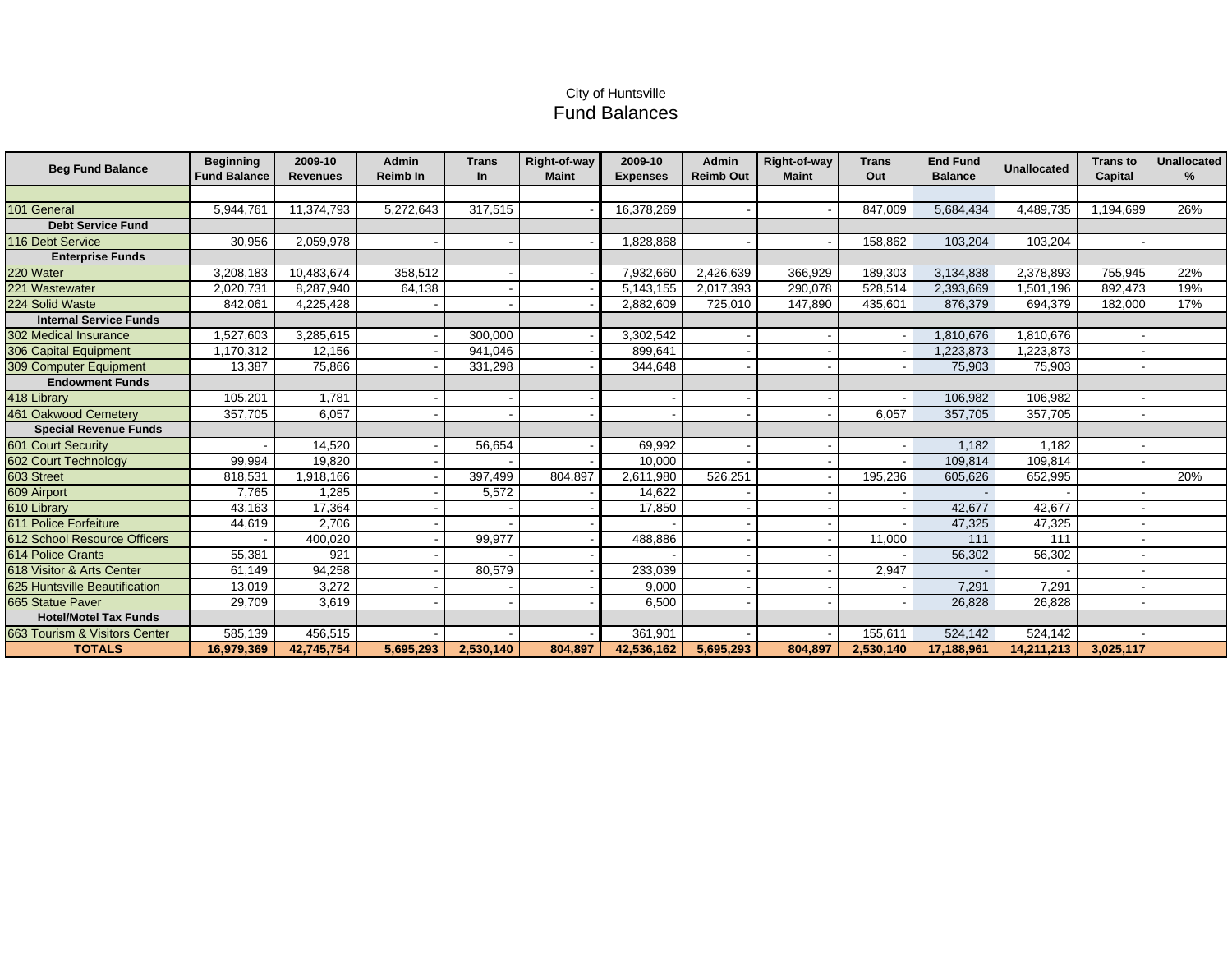City of Huntsville

# Fund Balances

| Beg Fund Balance | Beginning Fund Balance | 2009-10 Revenues | Admin Reimb In | Trans In | Right-of-way Maint | 2009-10 Expenses | Admin Reimb Out | Right-of-way Maint | Trans Out | End Fund Balance | Unallocated | Trans to Capital | Unallocated % |
|---|---|---|---|---|---|---|---|---|---|---|---|---|---|
| | | | | | | | | | | | | | |
| 101 General | 5,944,761 | 11,374,793 | 5,272,643 | 317,515 | - | 16,378,269 | - | - | 847,009 | 5,684,434 | 4,489,735 | 1,194,699 | 26% |
| **Debt Service Fund** | | | | | | | | | | | | | |
| 116 Debt Service | 30,956 | 2,059,978 | - | - | - | 1,828,868 | - | - | 158,862 | 103,204 | 103,204 | - | |
| **Enterprise Funds** | | | | | | | | | | | | | |
| 220 Water | 3,208,183 | 10,483,674 | 358,512 | - | - | 7,932,660 | 2,426,639 | 366,929 | 189,303 | 3,134,838 | 2,378,893 | 755,945 | 22% |
| 221 Wastewater | 2,020,731 | 8,287,940 | 64,138 | - | - | 5,143,155 | 2,017,393 | 290,078 | 528,514 | 2,393,669 | 1,501,196 | 892,473 | 19% |
| 224 Solid Waste | 842,061 | 4,225,428 | - | - | - | 2,882,609 | 725,010 | 147,890 | 435,601 | 876,379 | 694,379 | 182,000 | 17% |
| **Internal Service Funds** | | | | | | | | | | | | | |
| 302 Medical Insurance | 1,527,603 | 3,285,615 | - | 300,000 | - | 3,302,542 | - | - | - | 1,810,676 | 1,810,676 | - | |
| 306 Capital Equipment | 1,170,312 | 12,156 | - | 941,046 | - | 899,641 | - | - | - | 1,223,873 | 1,223,873 | - | |
| 309 Computer Equipment | 13,387 | 75,866 | - | 331,298 | - | 344,648 | - | - | - | 75,903 | 75,903 | - | |
| **Endowment Funds** | | | | | | | | | | | | | |
| 418 Library | 105,201 | 1,781 | - | - | - | - | - | - | - | 106,982 | 106,982 | - | |
| 461 Oakwood Cemetery | 357,705 | 6,057 | - | - | - | - | - | - | 6,057 | 357,705 | 357,705 | - | |
| **Special Revenue Funds** | | | | | | | | | | | | | |
| 601 Court Security | - | 14,520 | - | 56,654 | - | 69,992 | - | - | - | 1,182 | 1,182 | - | |
| 602 Court Technology | 99,994 | 19,820 | - | - | - | 10,000 | - | - | - | 109,814 | 109,814 | - | |
| 603 Street | 818,531 | 1,918,166 | - | 397,499 | 804,897 | 2,611,980 | 526,251 | - | 195,236 | 605,626 | 652,995 | | 20% |
| 609 Airport | 7,765 | 1,285 | - | 5,572 | - | 14,622 | - | - | - | - | - | - | |
| 610 Library | 43,163 | 17,364 | - | - | - | 17,850 | - | - | - | 42,677 | 42,677 | - | |
| 611 Police Forfeiture | 44,619 | 2,706 | - | - | - | - | - | - | - | 47,325 | 47,325 | - | |
| 612 School Resource Officers | - | 400,020 | - | 99,977 | - | 488,886 | - | - | 11,000 | 111 | 111 | - | |
| 614 Police Grants | 55,381 | 921 | - | - | - | - | - | - | - | 56,302 | 56,302 | - | |
| 618 Visitor & Arts Center | 61,149 | 94,258 | - | 80,579 | - | 233,039 | - | - | 2,947 | - | - | - | |
| 625 Huntsville Beautification | 13,019 | 3,272 | - | - | - | 9,000 | - | - | - | 7,291 | 7,291 | - | |
| 665 Statue Paver | 29,709 | 3,619 | - | - | - | 6,500 | - | - | - | 26,828 | 26,828 | - | |
| **Hotel/Motel Tax Funds** | | | | | | | | | | | | | |
| 663 Tourism & Visitors Center | 585,139 | 456,515 | - | - | - | 361,901 | - | - | 155,611 | 524,142 | 524,142 | - | |
| **TOTALS** | **16,979,369** | **42,745,754** | **5,695,293** | **2,530,140** | **804,897** | **42,536,162** | **5,695,293** | **804,897** | **2,530,140** | **17,188,961** | **14,211,213** | **3,025,117** | |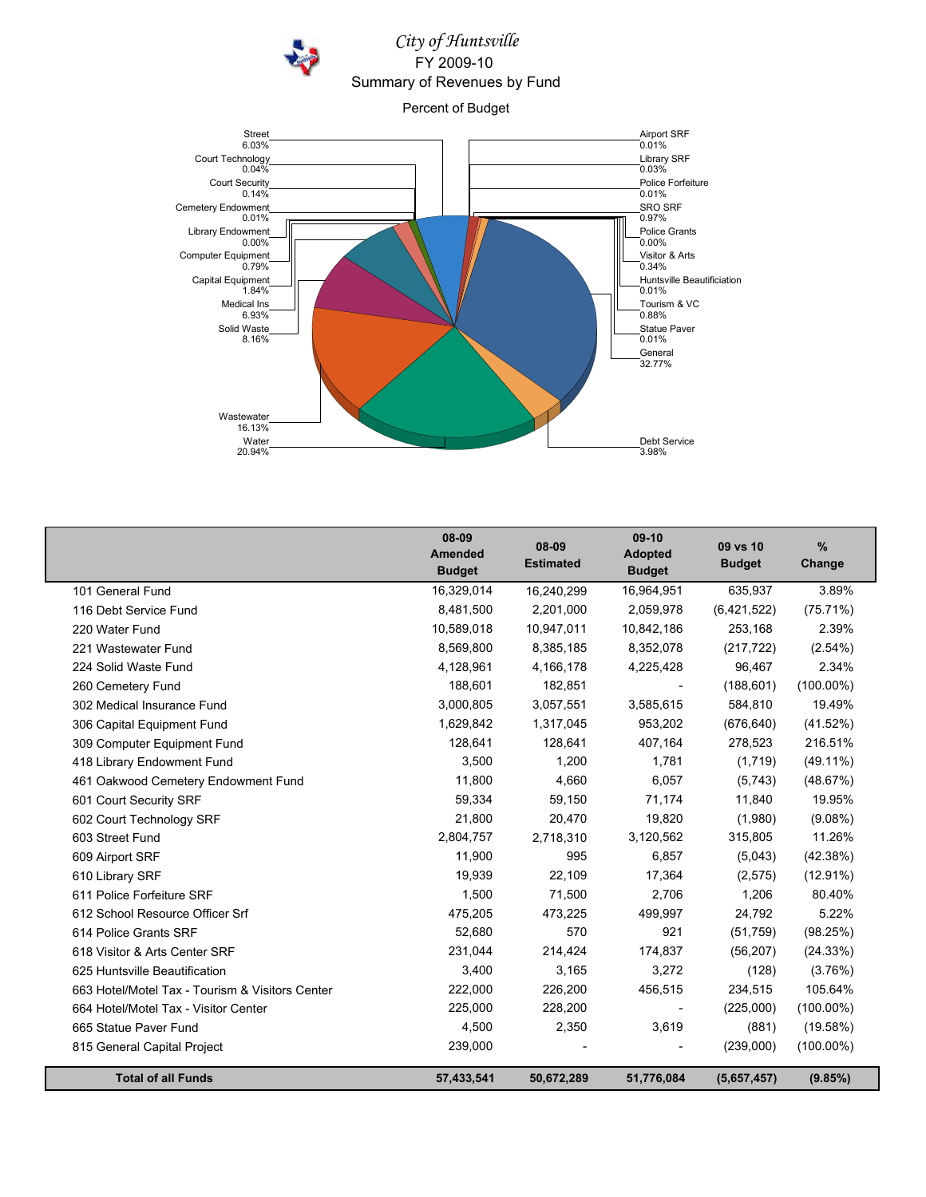# City of Huntsville

FY 2009-10

Summary of Revenues by Fund

Percent of Budget

Street 6.03%
Court Technology 0.04%
Court Security 0.14%
Cemetery Endowment 0.01%
Library Endowment 0.00%
Computer Equipment 0.79%
Capital Equipment 1.84%
Medical Ins 6.93%
Solid Waste 8.16%
Wastewater 16.13%
Water 20.94%
Airport SRF 0.01%
Library SRF 0.03%
Police Forfeiture 0.01%
SRO SRF 0.97%
Police Grants 0.00%
Visitor & Arts 0.34%
Huntsville Beautificiation 0.01%
Tourism & VC 0.88%
Statue Paver 0.01%
General 32.77%
Debt Service 3.98%

| | 08-09 Amended Budget | 08-09 Estimated | 09-10 Adopted Budget | 09 vs 10 Budget | % Change |
|---|---|---|---|---|---|
| 101 General Fund | 16,329,014 | 16,240,299 | 16,964,951 | 635,937 | 3.89% |
| 116 Debt Service Fund | 8,481,500 | 2,201,000 | 2,059,978 | (6,421,522) | (75.71%) |
| 220 Water Fund | 10,589,018 | 10,947,011 | 10,842,186 | 253,168 | 2.39% |
| 221 Wastewater Fund | 8,569,800 | 8,385,185 | 8,352,078 | (217,722) | (2.54%) |
| 224 Solid Waste Fund | 4,128,961 | 4,166,178 | 4,225,428 | 96,467 | 2.34% |
| 260 Cemetery Fund | 188,601 | 182,851 | - | (188,601) | (100.00%) |
| 302 Medical Insurance Fund | 3,000,805 | 3,057,551 | 3,585,615 | 584,810 | 19.49% |
| 306 Capital Equipment Fund | 1,629,842 | 1,317,045 | 953,202 | (676,640) | (41.52%) |
| 309 Computer Equipment Fund | 128,641 | 128,641 | 407,164 | 278,523 | 216.51% |
| 418 Library Endowment Fund | 3,500 | 1,200 | 1,781 | (1,719) | (49.11%) |
| 461 Oakwood Cemetery Endowment Fund | 11,800 | 4,660 | 6,057 | (5,743) | (48.67%) |
| 601 Court Security SRF | 59,334 | 59,150 | 71,174 | 11,840 | 19.95% |
| 602 Court Technology SRF | 21,800 | 20,470 | 19,820 | (1,980) | (9.08%) |
| 603 Street Fund | 2,804,757 | 2,718,310 | 3,120,562 | 315,805 | 11.26% |
| 609 Airport SRF | 11,900 | 995 | 6,857 | (5,043) | (42.38%) |
| 610 Library SRF | 19,939 | 22,109 | 17,364 | (2,575) | (12.91%) |
| 611 Police Forfeiture SRF | 1,500 | 71,500 | 2,706 | 1,206 | 80.40% |
| 612 School Resource Officer Srf | 475,205 | 473,225 | 499,997 | 24,792 | 5.22% |
| 614 Police Grants SRF | 52,680 | 570 | 921 | (51,759) | (98.25%) |
| 618 Visitor & Arts Center SRF | 231,044 | 214,424 | 174,837 | (56,207) | (24.33%) |
| 625 Huntsville Beautification | 3,400 | 3,165 | 3,272 | (128) | (3.76%) |
| 663 Hotel/Motel Tax - Tourism & Visitors Center | 222,000 | 226,200 | 456,515 | 234,515 | 105.64% |
| 664 Hotel/Motel Tax - Visitor Center | 225,000 | 228,200 | - | (225,000) | (100.00%) |
| 665 Statue Paver Fund | 4,500 | 2,350 | 3,619 | (881) | (19.58%) |
| 815 General Capital Project | 239,000 | - | - | (239,000) | (100.00%) |
| **Total of all Funds** | **57,433,541** | **50,672,289** | **51,776,084** | **(5,657,457)** | **(9.85%)** |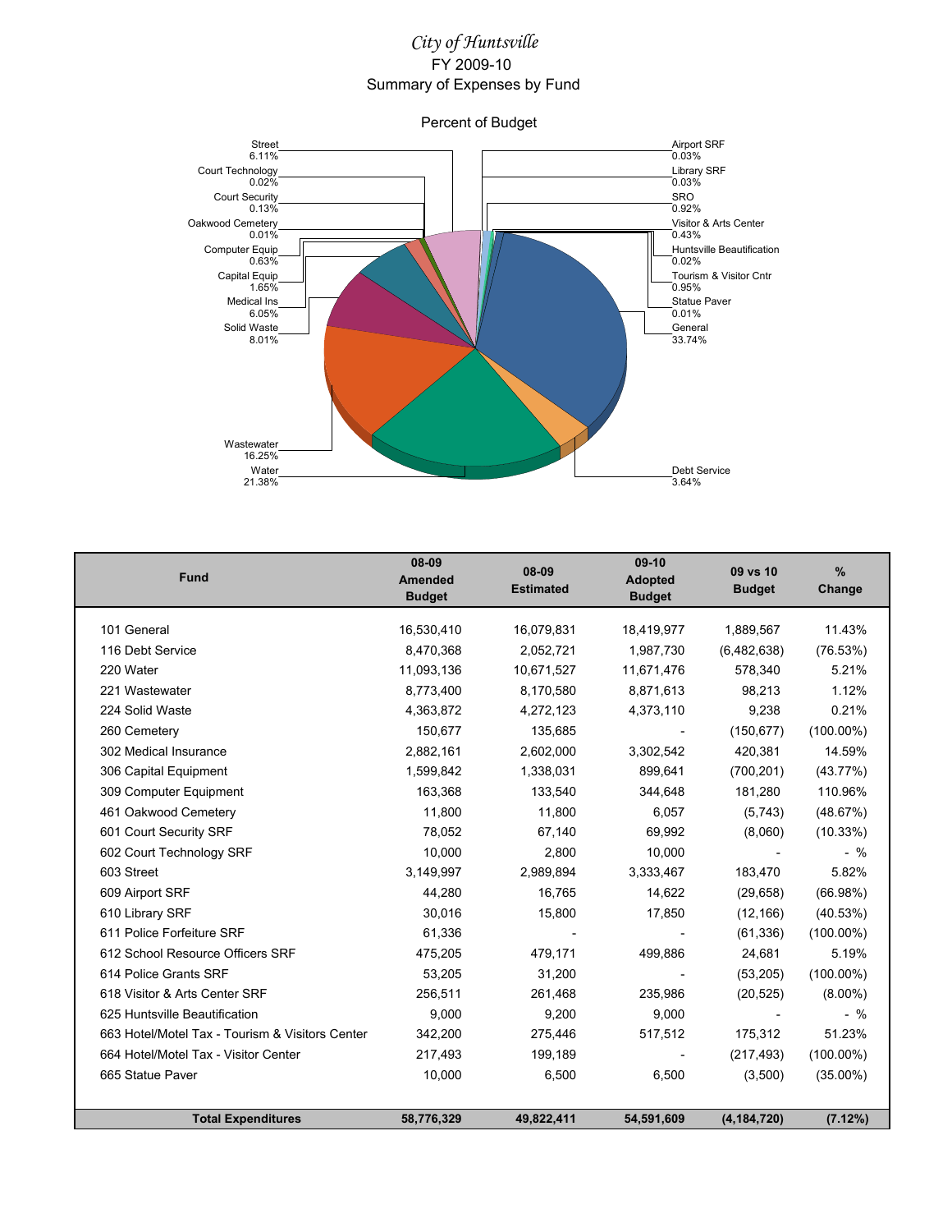# *City of Huntsville*

## FY 2009-10

## Summary of Expenses by Fund

Percent of Budget

Street 6.11%
Court Technology 0.02%
Court Security 0.13%
Oakwood Cemetery 0.01%
Computer Equip 0.63%
Capital Equip 1.65%
Medical Ins 6.05%
Solid Waste 8.01%
Wastewater 16.25%
Water 21.38%
Airport SRF 0.03%
Library SRF 0.03%
SRO 0.92%
Visitor & Arts Center 0.43%
Huntsville Beautification 0.02%
Tourism & Visitor Cntr 0.95%
Statue Paver 0.01%
General 33.74%
Debt Service 3.64%

| Fund | 08-09 Amended Budget | 08-09 Estimated | 09-10 Adopted Budget | 09 vs 10 Budget | % Change |
|---|---|---|---|---|---|
| 101 General | 16,530,410 | 16,079,831 | 18,419,977 | 1,889,567 | 11.43% |
| 116 Debt Service | 8,470,368 | 2,052,721 | 1,987,730 | (6,482,638) | (76.53%) |
| 220 Water | 11,093,136 | 10,671,527 | 11,671,476 | 578,340 | 5.21% |
| 221 Wastewater | 8,773,400 | 8,170,580 | 8,871,613 | 98,213 | 1.12% |
| 224 Solid Waste | 4,363,872 | 4,272,123 | 4,373,110 | 9,238 | 0.21% |
| 260 Cemetery | 150,677 | 135,685 | - | (150,677) | (100.00%) |
| 302 Medical Insurance | 2,882,161 | 2,602,000 | 3,302,542 | 420,381 | 14.59% |
| 306 Capital Equipment | 1,599,842 | 1,338,031 | 899,641 | (700,201) | (43.77%) |
| 309 Computer Equipment | 163,368 | 133,540 | 344,648 | 181,280 | 110.96% |
| 461 Oakwood Cemetery | 11,800 | 11,800 | 6,057 | (5,743) | (48.67%) |
| 601 Court Security SRF | 78,052 | 67,140 | 69,992 | (8,060) | (10.33%) |
| 602 Court Technology SRF | 10,000 | 2,800 | 10,000 | - | - % |
| 603 Street | 3,149,997 | 2,989,894 | 3,333,467 | 183,470 | 5.82% |
| 609 Airport SRF | 44,280 | 16,765 | 14,622 | (29,658) | (66.98%) |
| 610 Library SRF | 30,016 | 15,800 | 17,850 | (12,166) | (40.53%) |
| 611 Police Forfeiture SRF | 61,336 | - | - | (61,336) | (100.00%) |
| 612 School Resource Officers SRF | 475,205 | 479,171 | 499,886 | 24,681 | 5.19% |
| 614 Police Grants SRF | 53,205 | 31,200 | - | (53,205) | (100.00%) |
| 618 Visitor & Arts Center SRF | 256,511 | 261,468 | 235,986 | (20,525) | (8.00%) |
| 625 Huntsville Beautification | 9,000 | 9,200 | 9,000 | - | - % |
| 663 Hotel/Motel Tax - Tourism & Visitors Center | 342,200 | 275,446 | 517,512 | 175,312 | 51.23% |
| 664 Hotel/Motel Tax - Visitor Center | 217,493 | 199,189 | - | (217,493) | (100.00%) |
| 665 Statue Paver | 10,000 | 6,500 | 6,500 | (3,500) | (35.00%) |
| **Total Expenditures** | **58,776,329** | **49,822,411** | **54,591,609** | **(4,184,720)** | **(7.12%)** |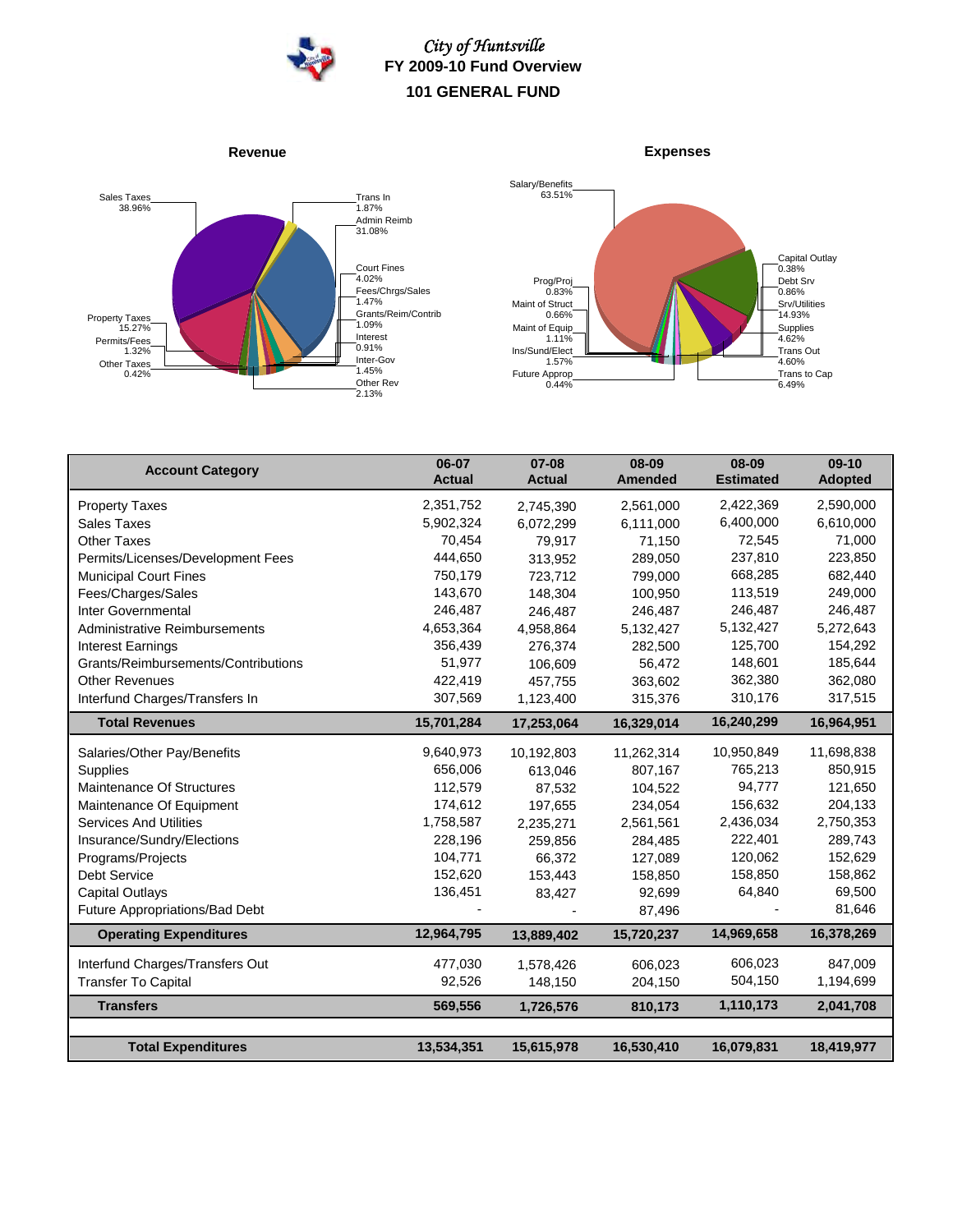# City of Huntsville
## FY 2009-10 Fund Overview
## 101 GENERAL FUND

**Revenue**

Sales Taxes 38.96%
Trans In 1.87%
Admin Reimb 31.08%
Court Fines 4.02%
Fees/Chrgs/Sales 1.47%
Grants/Reim/Contrib 1.09%
Interest 0.91%
Inter-Gov 1.45%
Other Rev 2.13%
Property Taxes 15.27%
Permits/Fees 1.32%
Other Taxes 0.42%

**Expenses**

Salary/Benefits 63.51%
Capital Outlay 0.38%
Debt Srv 0.86%
Srv/Utilities 14.93%
Supplies 4.62%
Trans Out 4.60%
Trans to Cap 6.49%
Prog/Proj 0.83%
Maint of Strut 0.66%
Maint of Equip 1.11%
Ins/Sund/Elect 1.57%
Future Approp 0.44%

| Account Category | 06-07 Actual | 07-08 Actual | 08-09 Amended | 08-09 Estimated | 09-10 Adopted |
|---|---|---|---|---|---|
| Property Taxes | 2,351,752 | 2,745,390 | 2,561,000 | 2,422,369 | 2,590,000 |
| Sales Taxes | 5,902,324 | 6,072,299 | 6,111,000 | 6,400,000 | 6,610,000 |
| Other Taxes | 70,454 | 79,917 | 71,150 | 72,545 | 71,000 |
| Permits/Licenses/Development Fees | 444,650 | 313,952 | 289,050 | 237,810 | 223,850 |
| Municipal Court Fines | 750,179 | 723,712 | 799,000 | 668,285 | 682,440 |
| Fees/Charges/Sales | 143,670 | 148,304 | 100,950 | 113,519 | 249,000 |
| Inter Governmental | 246,487 | 246,487 | 246,487 | 246,487 | 246,487 |
| Administrative Reimbursements | 4,653,364 | 4,958,864 | 5,132,427 | 5,132,427 | 5,272,643 |
| Interest Earnings | 356,439 | 276,374 | 282,500 | 125,700 | 154,292 |
| Grants/Reimbursements/Contributions | 51,977 | 106,609 | 56,472 | 148,601 | 185,644 |
| Other Revenues | 422,419 | 457,755 | 363,602 | 362,380 | 362,080 |
| Interfund Charges/Transfers In | 307,569 | 1,123,400 | 315,376 | 310,176 | 317,515 |
| **Total Revenues** | **15,701,284** | **17,253,064** | **16,329,014** | **16,240,299** | **16,964,951** |
| Salaries/Other Pay/Benefits | 9,640,973 | 10,192,803 | 11,262,314 | 10,950,849 | 11,698,838 |
| Supplies | 656,006 | 613,046 | 807,167 | 765,213 | 850,915 |
| Maintenance Of Structures | 112,579 | 87,532 | 104,522 | 94,777 | 121,650 |
| Maintenance Of Equipment | 174,612 | 197,655 | 234,054 | 156,632 | 204,133 |
| Services And Utilities | 1,758,587 | 2,235,271 | 2,561,561 | 2,436,034 | 2,750,353 |
| Insurance/Sundry/Elections | 228,196 | 259,856 | 284,485 | 222,401 | 289,743 |
| Programs/Projects | 104,771 | 66,372 | 127,089 | 120,062 | 152,629 |
| Debt Service | 152,620 | 153,443 | 158,850 | 158,850 | 158,862 |
| Capital Outlays | 136,451 | 83,427 | 92,699 | 64,840 | 69,500 |
| Future Appropriations/Bad Debt | - | - | 87,496 | - | 81,646 |
| **Operating Expenditures** | **12,964,795** | **13,889,402** | **15,720,237** | **14,969,658** | **16,378,269** |
| Interfund Charges/Transfers Out | 477,030 | 1,578,426 | 606,023 | 606,023 | 847,009 |
| Transfer To Capital | 92,526 | 148,150 | 204,150 | 504,150 | 1,194,699 |
| **Transfers** | **569,556** | **1,726,576** | **810,173** | **1,110,173** | **2,041,708** |
| **Total Expenditures** | **13,534,351** | **15,615,978** | **16,530,410** | **16,079,831** | **18,419,977** |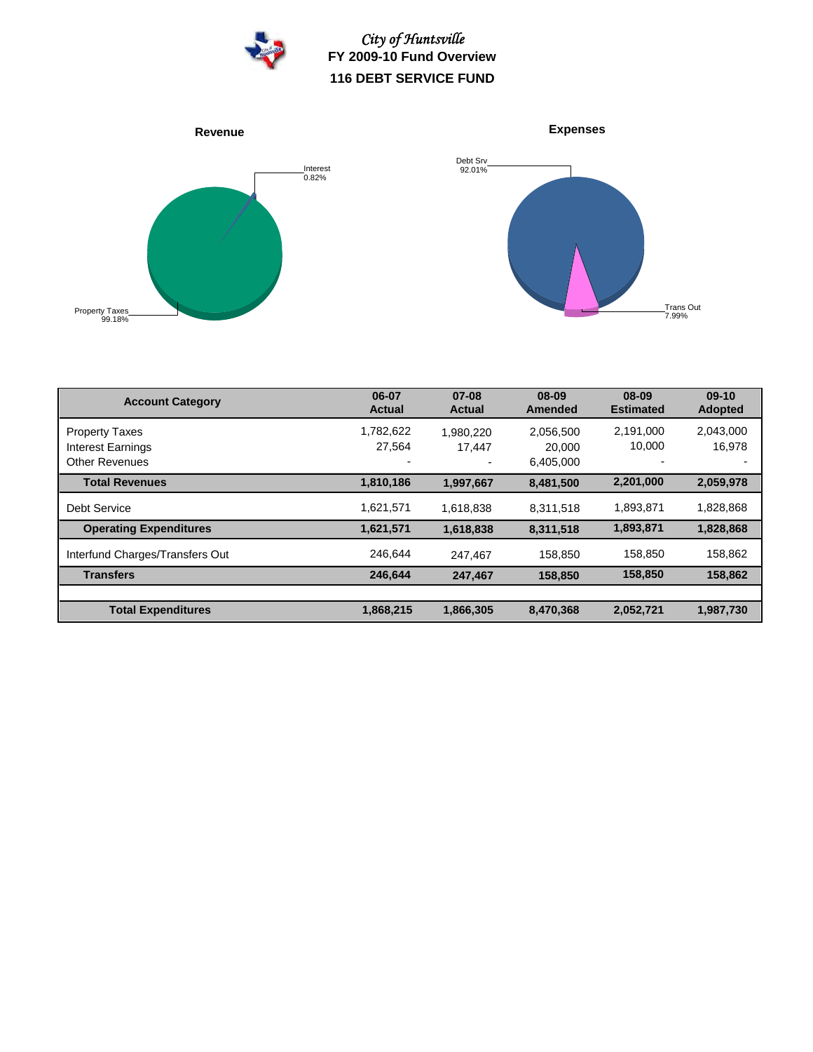*City of Huntsville*

**FY 2009-10 Fund Overview**

## 116 DEBT SERVICE FUND

**Revenue**

Interest 0.82%

Property Taxes 99.18%

**Expenses**

Debt Srv 92.01%

Trans Out 7.99%

| Account Category | 06-07 Actual | 07-08 Actual | 08-09 Amended | 08-09 Estimated | 09-10 Adopted |
|---|---|---|---|---|---|
| Property Taxes | 1,782,622 | 1,980,220 | 2,056,500 | 2,191,000 | 2,043,000 |
| Interest Earnings | 27,564 | 17,447 | 20,000 | 10,000 | 16,978 |
| Other Revenues | - | - | 6,405,000 | - | - |
| **Total Revenues** | **1,810,186** | **1,997,667** | **8,481,500** | **2,201,000** | **2,059,978** |
| Debt Service | 1,621,571 | 1,618,838 | 8,311,518 | 1,893,871 | 1,828,868 |
| **Operating Expenditures** | **1,621,571** | **1,618,838** | **8,311,518** | **1,893,871** | **1,828,868** |
| Interfund Charges/Transfers Out | 246,644 | 247,467 | 158,850 | 158,850 | 158,862 |
| **Transfers** | **246,644** | **247,467** | **158,850** | **158,850** | **158,862** |
| **Total Expenditures** | **1,868,215** | **1,866,305** | **8,470,368** | **2,052,721** | **1,987,730** |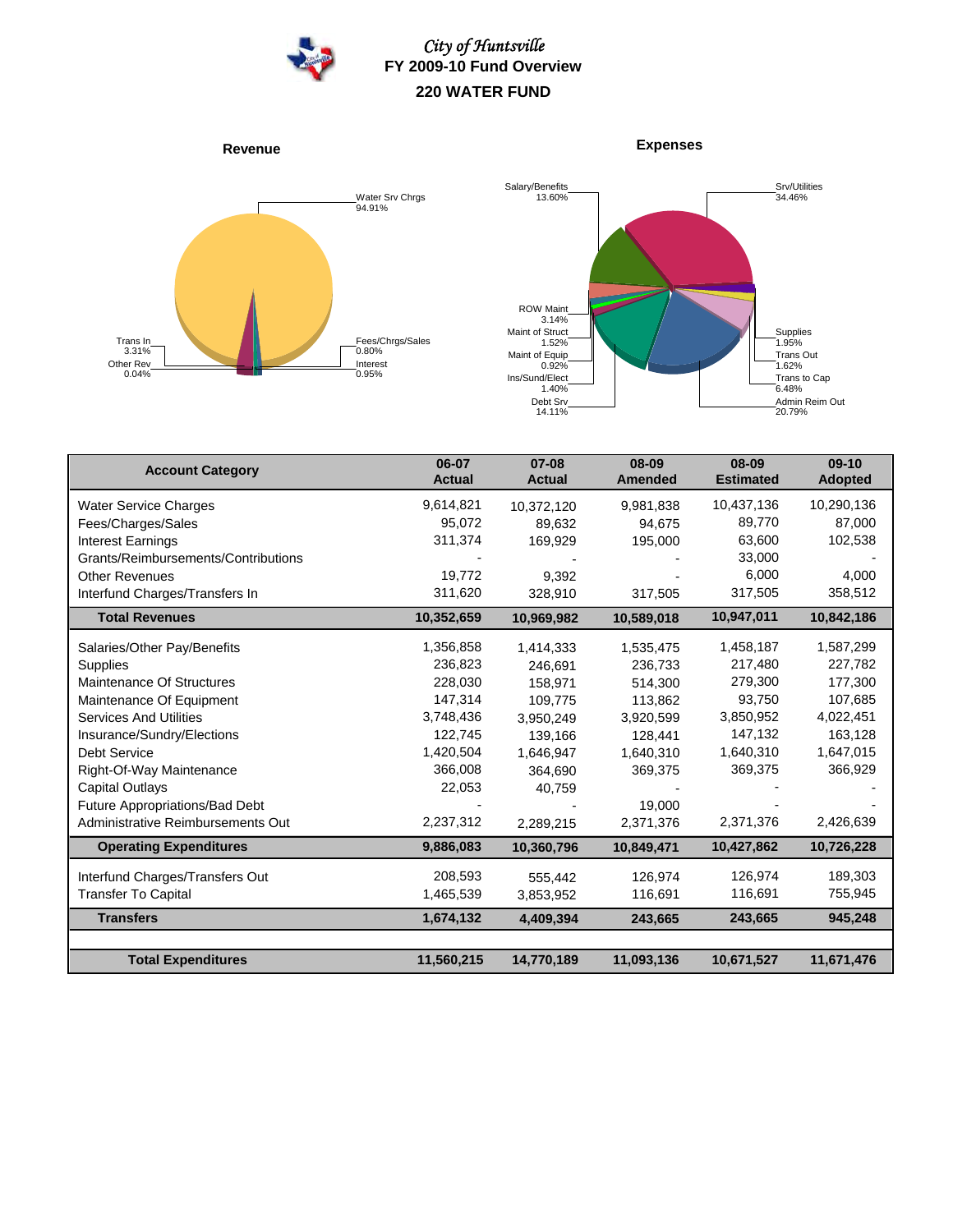# City of Huntsville
## FY 2009-10 Fund Overview
## 220 WATER FUND

**Revenue**

Water Srv Chrgs 94.91%
Fees/Chrgs/Sales 0.80%
Interest 0.95%
Trans In 3.31%
Other Rev 0.04%

**Expenses**

Salary/Benefits 13.60%
Srv/Utilities 34.46%
ROW Maint 3.14%
Maint of Struct 1.52%
Maint of Equip 0.92%
Ins/Sund/Elect 1.40%
Debt Srv 14.11%
Supplies 1.95%
Trans Out 1.62%
Trans to Cap 6.48%
Admin Reim Out 20.79%

| Account Category | 06-07 Actual | 07-08 Actual | 08-09 Amended | 08-09 Estimated | 09-10 Adopted |
|---|---|---|---|---|---|
| Water Service Charges | 9,614,821 | 10,372,120 | 9,981,838 | 10,437,136 | 10,290,136 |
| Fees/Charges/Sales | 95,072 | 89,632 | 94,675 | 89,770 | 87,000 |
| Interest Earnings | 311,374 | 169,929 | 195,000 | 63,600 | 102,538 |
| Grants/Reimbursements/Contributions | - | - | - | 33,000 | - |
| Other Revenues | 19,772 | 9,392 | - | 6,000 | 4,000 |
| Interfund Charges/Transfers In | 311,620 | 328,910 | 317,505 | 317,505 | 358,512 |
| **Total Revenues** | **10,352,659** | **10,969,982** | **10,589,018** | **10,947,011** | **10,842,186** |
| Salaries/Other Pay/Benefits | 1,356,858 | 1,414,333 | 1,535,475 | 1,458,187 | 1,587,299 |
| Supplies | 236,823 | 246,691 | 236,733 | 217,480 | 227,782 |
| Maintenance Of Structures | 228,030 | 158,971 | 514,300 | 279,300 | 177,300 |
| Maintenance Of Equipment | 147,314 | 109,775 | 113,862 | 93,750 | 107,685 |
| Services And Utilities | 3,748,436 | 3,950,249 | 3,920,599 | 3,850,952 | 4,022,451 |
| Insurance/Sundry/Elections | 122,745 | 139,166 | 128,441 | 147,132 | 163,128 |
| Debt Service | 1,420,504 | 1,646,947 | 1,640,310 | 1,640,310 | 1,647,015 |
| Right-Of-Way Maintenance | 366,008 | 364,690 | 369,375 | 369,375 | 366,929 |
| Capital Outlays | 22,053 | 40,759 | - | - | - |
| Future Appropriations/Bad Debt | - | - | 19,000 | - | - |
| Administrative Reimbursements Out | 2,237,312 | 2,289,215 | 2,371,376 | 2,371,376 | 2,426,639 |
| **Operating Expenditures** | **9,886,083** | **10,360,796** | **10,849,471** | **10,427,862** | **10,726,228** |
| Interfund Charges/Transfers Out | 208,593 | 555,442 | 126,974 | 126,974 | 189,303 |
| Transfer To Capital | 1,465,539 | 3,853,952 | 116,691 | 116,691 | 755,945 |
| **Transfers** | **1,674,132** | **4,409,394** | **243,665** | **243,665** | **945,248** |
| **Total Expenditures** | **11,560,215** | **14,770,189** | **11,093,136** | **10,671,527** | **11,671,476** |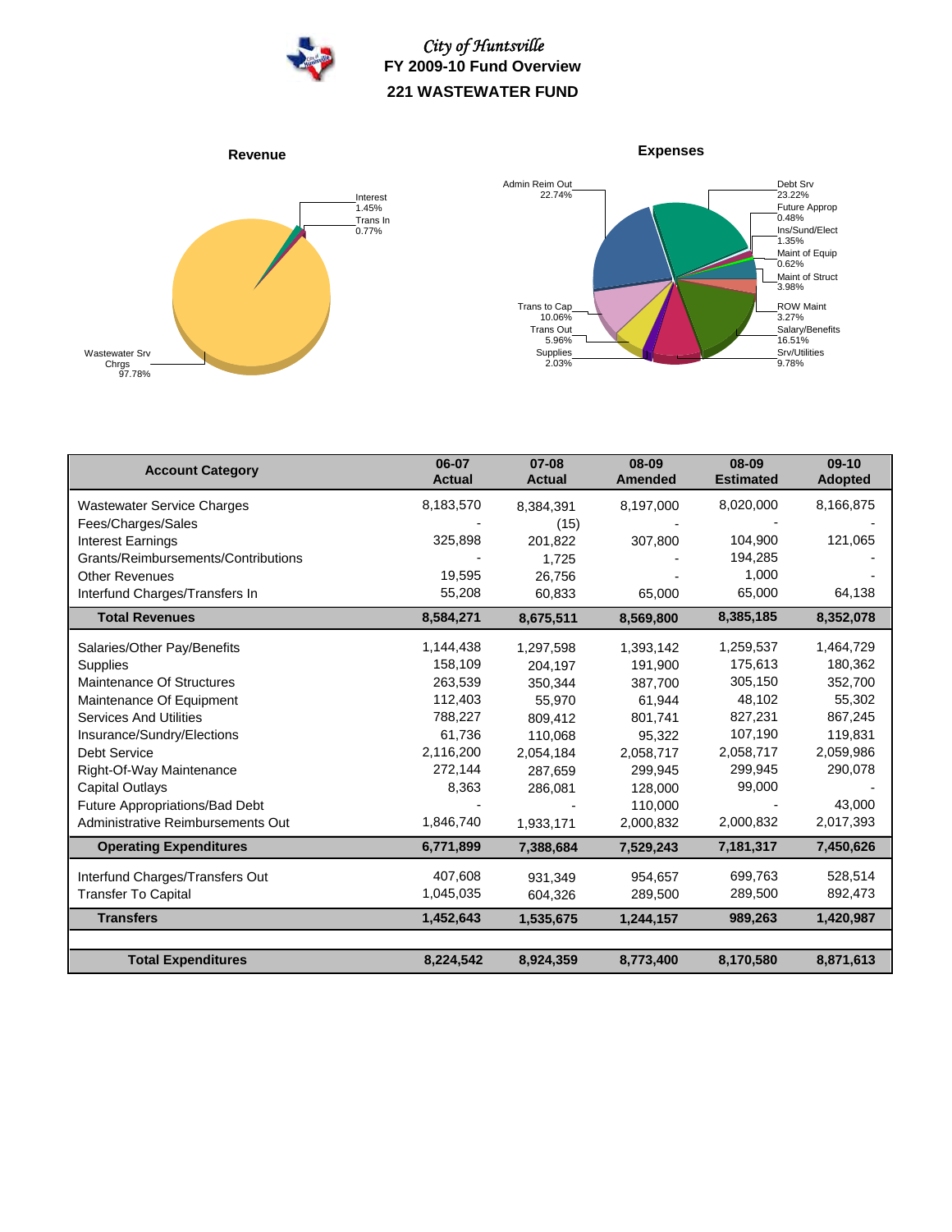*City of Huntsville*

**FY 2009-10 Fund Overview**

**221 WASTEWATER FUND**

**Revenue**

Interest 1.45%
Trans In 0.77%
Wastewater Srv Chrgs 97.78%

**Expenses**

Admin Reim Out 22.74%
Debt Srv 23.22%
Future Approp 0.48%
Ins/Sund/Elect 1.35%
Maint of Equip 0.62%
Maint of Struct 3.98%
ROW Maint 3.27%
Salary/Benefits 16.51%
Srv/Utilities 9.78%
Supplies 2.03%
Trans Out 5.96%
Trans to Cap 10.06%

| Account Category | 06-07 Actual | 07-08 Actual | 08-09 Amended | 08-09 Estimated | 09-10 Adopted |
|---|---|---|---|---|---|
| Wastewater Service Charges | 8,183,570 | 8,384,391 | 8,197,000 | 8,020,000 | 8,166,875 |
| Fees/Charges/Sales | - | (15) | - | - | - |
| Interest Earnings | 325,898 | 201,822 | 307,800 | 104,900 | 121,065 |
| Grants/Reimbursements/Contributions | - | 1,725 | - | 194,285 | - |
| Other Revenues | 19,595 | 26,756 | - | 1,000 | - |
| Interfund Charges/Transfers In | 55,208 | 60,833 | 65,000 | 65,000 | 64,138 |
| **Total Revenues** | **8,584,271** | **8,675,511** | **8,569,800** | **8,385,185** | **8,352,078** |
| Salaries/Other Pay/Benefits | 1,144,438 | 1,297,598 | 1,393,142 | 1,259,537 | 1,464,729 |
| Supplies | 158,109 | 204,197 | 191,900 | 175,613 | 180,362 |
| Maintenance Of Structures | 263,539 | 350,344 | 387,700 | 305,150 | 352,700 |
| Maintenance Of Equipment | 112,403 | 55,970 | 61,944 | 48,102 | 55,302 |
| Services And Utilities | 788,227 | 809,412 | 801,741 | 827,231 | 867,245 |
| Insurance/Sundry/Elections | 61,736 | 110,068 | 95,322 | 107,190 | 119,831 |
| Debt Service | 2,116,200 | 2,054,184 | 2,058,717 | 2,058,717 | 2,059,986 |
| Right-Of-Way Maintenance | 272,144 | 287,659 | 299,945 | 299,945 | 290,078 |
| Capital Outlays | 8,363 | 286,081 | 128,000 | 99,000 | - |
| Future Appropriations/Bad Debt | - | - | 110,000 | - | 43,000 |
| Administrative Reimbursements Out | 1,846,740 | 1,933,171 | 2,000,832 | 2,000,832 | 2,017,393 |
| **Operating Expenditures** | **6,771,899** | **7,388,684** | **7,529,243** | **7,181,317** | **7,450,626** |
| Interfund Charges/Transfers Out | 407,608 | 931,349 | 954,657 | 699,763 | 528,514 |
| Transfer To Capital | 1,045,035 | 604,326 | 289,500 | 289,500 | 892,473 |
| **Transfers** | **1,452,643** | **1,535,675** | **1,244,157** | **989,263** | **1,420,987** |
| **Total Expenditures** | **8,224,542** | **8,924,359** | **8,773,400** | **8,170,580** | **8,871,613** |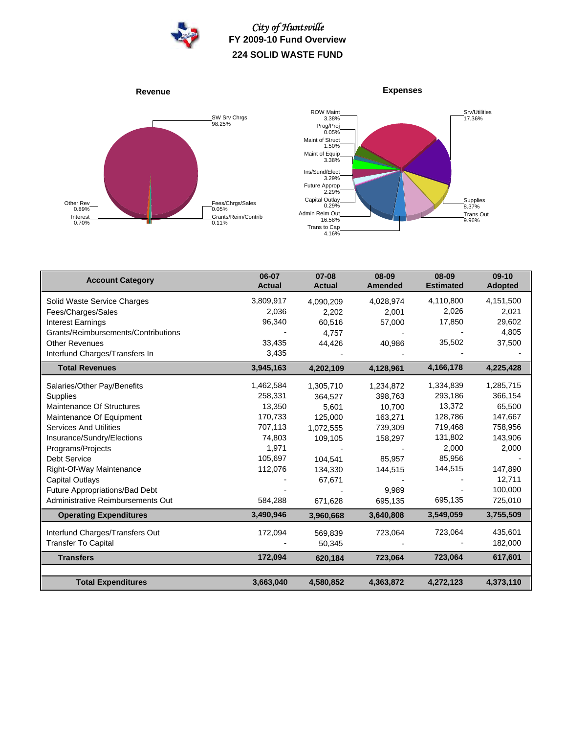# City of Huntsville
## FY 2009-10 Fund Overview
## 224 SOLID WASTE FUND

**Revenue**

SW Srv Chrgs 98.25%
Other Rev 0.89%
Interest 0.70%
Fees/Chrgs/Sales 0.05%
Grants/Reim/Contrib 0.11%

**Expenses**

ROW Maint 3.38%
Prog/Proj 0.05%
Maint of Struct 1.50%
Maint of Equip 3.38%
Ins/Sund/Elect 3.29%
Future Approp 2.29%
Capital Outlay 0.29%
Admin Reim Out 16.58%
Trans to Cap 4.16%
Srv/Utilities 17.36%
Supplies 8.37%
Trans Out 9.96%

| Account Category | 06-07 Actual | 07-08 Actual | 08-09 Amended | 08-09 Estimated | 09-10 Adopted |
|---|---|---|---|---|---|
| Solid Waste Service Charges | 3,809,917 | 4,090,209 | 4,028,974 | 4,110,800 | 4,151,500 |
| Fees/Charges/Sales | 2,036 | 2,202 | 2,001 | 2,026 | 2,021 |
| Interest Earnings | 96,340 | 60,516 | 57,000 | 17,850 | 29,602 |
| Grants/Reimbursements/Contributions | - | 4,757 | - | - | 4,805 |
| Other Revenues | 33,435 | 44,426 | 40,986 | 35,502 | 37,500 |
| Interfund Charges/Transfers In | 3,435 | - | - | - | - |
| **Total Revenues** | **3,945,163** | **4,202,109** | **4,128,961** | **4,166,178** | **4,225,428** |
| Salaries/Other Pay/Benefits | 1,462,584 | 1,305,710 | 1,234,872 | 1,334,839 | 1,285,715 |
| Supplies | 258,331 | 364,527 | 398,763 | 293,186 | 366,154 |
| Maintenance Of Structures | 13,350 | 5,601 | 10,700 | 13,372 | 65,500 |
| Maintenance Of Equipment | 170,733 | 125,000 | 163,271 | 128,786 | 147,667 |
| Services And Utilities | 707,113 | 1,072,555 | 739,309 | 719,468 | 758,956 |
| Insurance/Sundry/Elections | 74,803 | 109,105 | 158,297 | 131,802 | 143,906 |
| Programs/Projects | 1,971 | - | - | 2,000 | 2,000 |
| Debt Service | 105,697 | 104,541 | 85,957 | 85,956 | - |
| Right-Of-Way Maintenance | 112,076 | 134,330 | 144,515 | 144,515 | 147,890 |
| Capital Outlays | - | 67,671 | - | - | 12,711 |
| Future Appropriations/Bad Debt | - | - | 9,989 | - | 100,000 |
| Administrative Reimbursements Out | 584,288 | 671,628 | 695,135 | 695,135 | 725,010 |
| **Operating Expenditures** | **3,490,946** | **3,960,668** | **3,640,808** | **3,549,059** | **3,755,509** |
| Interfund Charges/Transfers Out | 172,094 | 569,839 | 723,064 | 723,064 | 435,601 |
| Transfer To Capital | - | 50,345 | - | - | 182,000 |
| **Transfers** | **172,094** | **620,184** | **723,064** | **723,064** | **617,601** |
| **Total Expenditures** | **3,663,040** | **4,580,852** | **4,363,872** | **4,272,123** | **4,373,110** |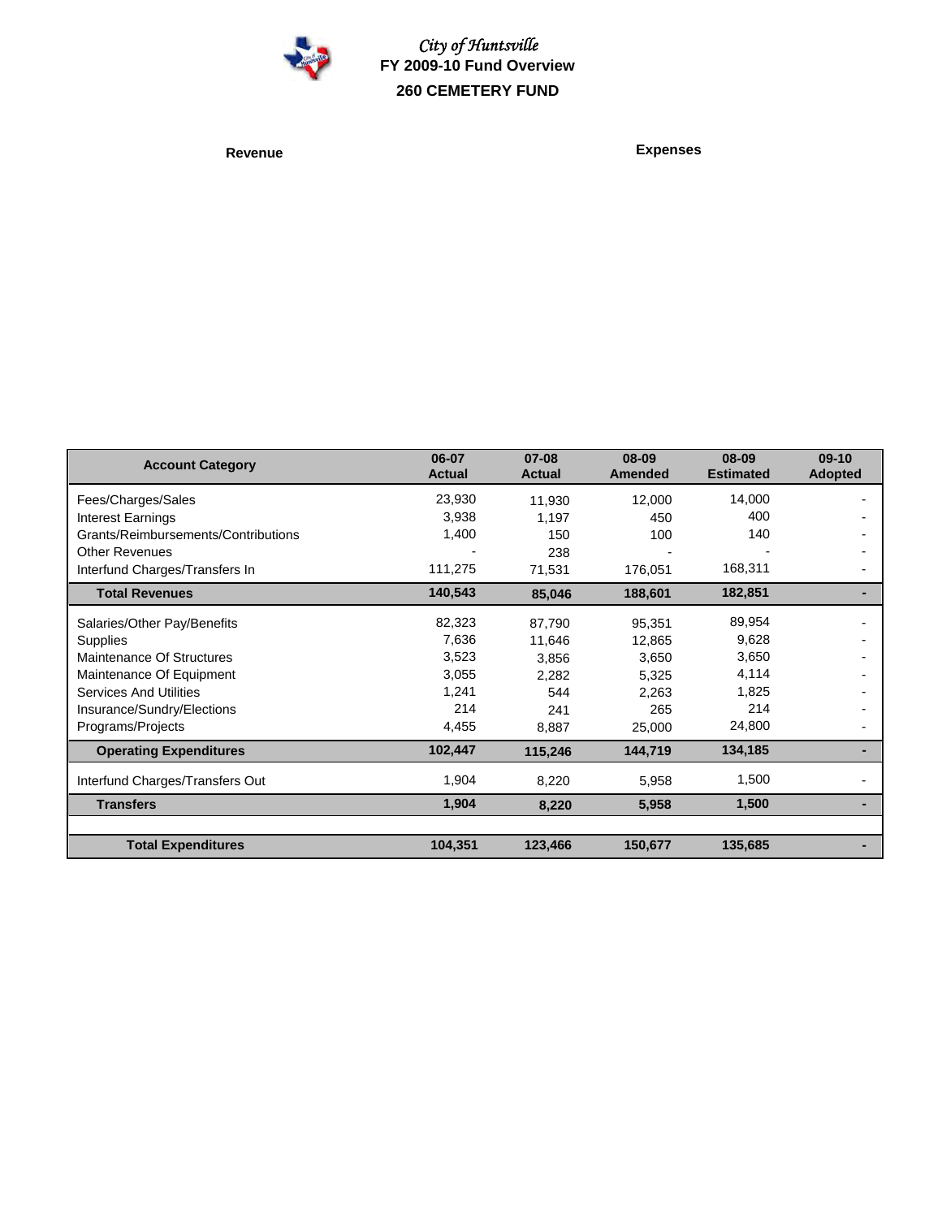# City of Huntsville

## FY 2009-10 Fund Overview

## 260 CEMETERY FUND

**Revenue**

**Expenses**

| Account Category | 06-07 Actual | 07-08 Actual | 08-09 Amended | 08-09 Estimated | 09-10 Adopted |
|---|---|---|---|---|---|
| Fees/Charges/Sales | 23,930 | 11,930 | 12,000 | 14,000 | - |
| Interest Earnings | 3,938 | 1,197 | 450 | 400 | - |
| Grants/Reimbursements/Contributions | 1,400 | 150 | 100 | 140 | - |
| Other Revenues | - | 238 | - | - | - |
| Interfund Charges/Transfers In | 111,275 | 71,531 | 176,051 | 168,311 | - |
| **Total Revenues** | **140,543** | **85,046** | **188,601** | **182,851** | **-** |
| Salaries/Other Pay/Benefits | 82,323 | 87,790 | 95,351 | 89,954 | - |
| Supplies | 7,636 | 11,646 | 12,865 | 9,628 | - |
| Maintenance Of Structures | 3,523 | 3,856 | 3,650 | 3,650 | - |
| Maintenance Of Equipment | 3,055 | 2,282 | 5,325 | 4,114 | - |
| Services And Utilities | 1,241 | 544 | 2,263 | 1,825 | - |
| Insurance/Sundry/Elections | 214 | 241 | 265 | 214 | - |
| Programs/Projects | 4,455 | 8,887 | 25,000 | 24,800 | - |
| **Operating Expenditures** | **102,447** | **115,246** | **144,719** | **134,185** | **-** |
| Interfund Charges/Transfers Out | 1,904 | 8,220 | 5,958 | 1,500 | - |
| **Transfers** | **1,904** | **8,220** | **5,958** | **1,500** | **-** |
| **Total Expenditures** | **104,351** | **123,466** | **150,677** | **135,685** | **-** |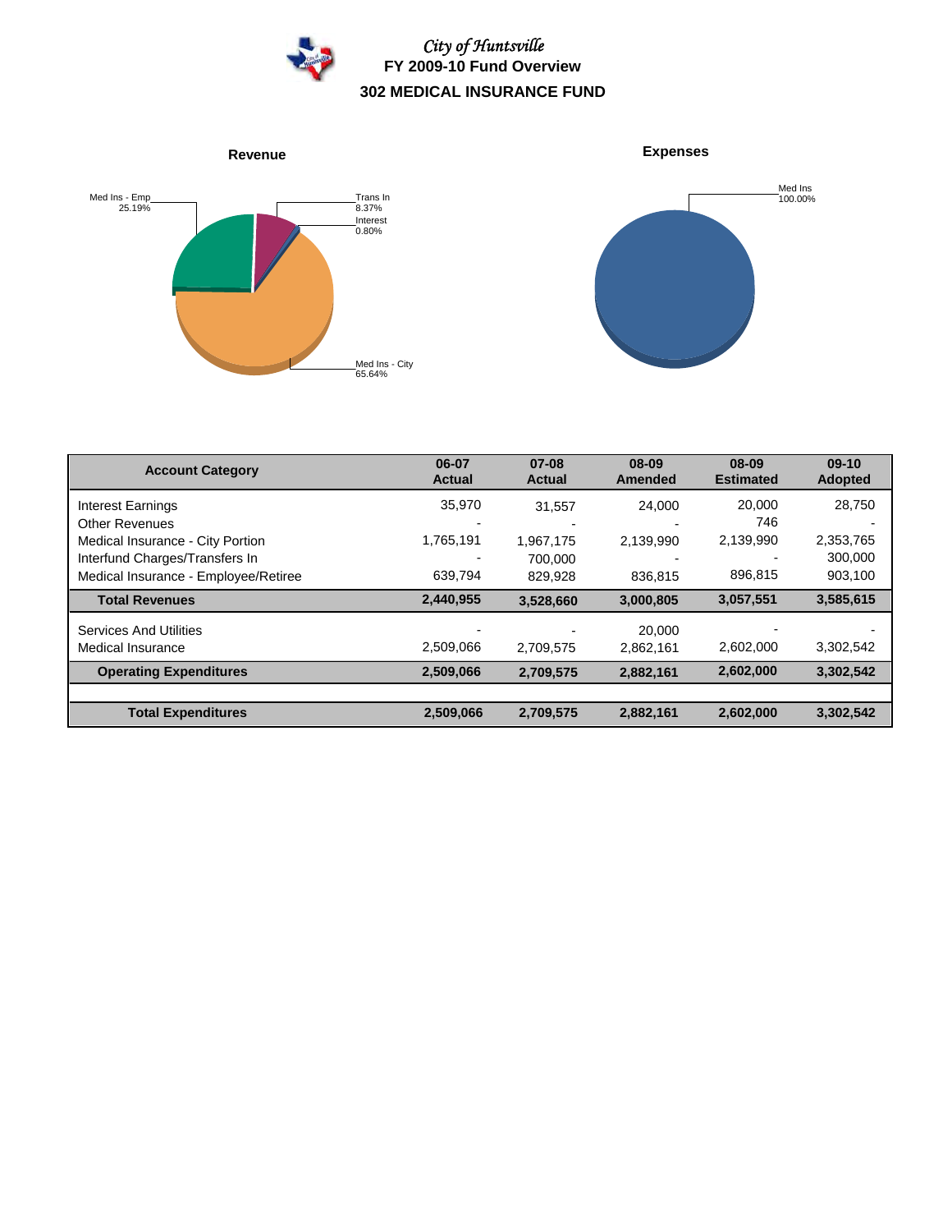*City of Huntsville*

**FY 2009-10 Fund Overview**

## 302 MEDICAL INSURANCE FUND

**Revenue**

Med Ins - Emp 25.19%
Trans In 8.37%
Interest 0.80%
Med Ins - City 65.64%

**Expenses**

Med Ins 100.00%

| Account Category | 06-07 Actual | 07-08 Actual | 08-09 Amended | 08-09 Estimated | 09-10 Adopted |
|---|---|---|---|---|---|
| Interest Earnings | 35,970 | 31,557 | 24,000 | 20,000 | 28,750 |
| Other Revenues | - | - | - | 746 | - |
| Medical Insurance - City Portion | 1,765,191 | 1,967,175 | 2,139,990 | 2,139,990 | 2,353,765 |
| Interfund Charges/Transfers In | - | 700,000 | - | - | 300,000 |
| Medical Insurance - Employee/Retiree | 639,794 | 829,928 | 836,815 | 896,815 | 903,100 |
| **Total Revenues** | **2,440,955** | **3,528,660** | **3,000,805** | **3,057,551** | **3,585,615** |
| Services And Utilities | - | - | 20,000 | - | - |
| Medical Insurance | 2,509,066 | 2,709,575 | 2,862,161 | 2,602,000 | 3,302,542 |
| **Operating Expenditures** | **2,509,066** | **2,709,575** | **2,882,161** | **2,602,000** | **3,302,542** |
| **Total Expenditures** | **2,509,066** | **2,709,575** | **2,882,161** | **2,602,000** | **3,302,542** |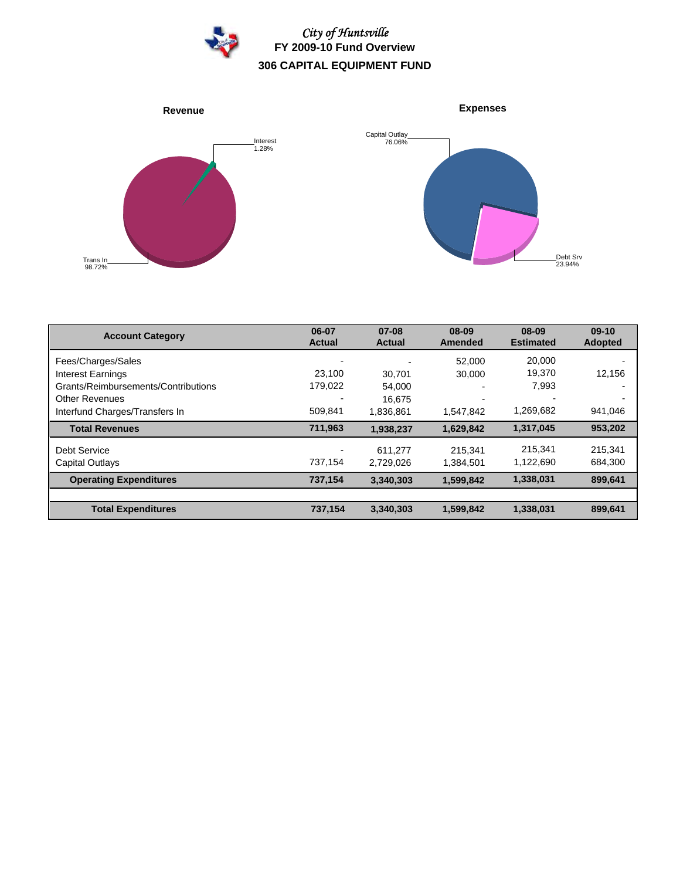*City of Huntsville*

**FY 2009-10 Fund Overview**

# 306 CAPITAL EQUIPMENT FUND

**Revenue**

Interest 1.28%

Trans In 98.72%

**Expenses**

Capital Outlay 76.06%

Debt Srv 23.94%

| Account Category | 06-07 Actual | 07-08 Actual | 08-09 Amended | 08-09 Estimated | 09-10 Adopted |
|---|---|---|---|---|---|
| Fees/Charges/Sales | - | - | 52,000 | 20,000 | - |
| Interest Earnings | 23,100 | 30,701 | 30,000 | 19,370 | 12,156 |
| Grants/Reimbursements/Contributions | 179,022 | 54,000 | - | 7,993 | - |
| Other Revenues | - | 16,675 | - | - | - |
| Interfund Charges/Transfers In | 509,841 | 1,836,861 | 1,547,842 | 1,269,682 | 941,046 |
| **Total Revenues** | **711,963** | **1,938,237** | **1,629,842** | **1,317,045** | **953,202** |
| Debt Service | - | 611,277 | 215,341 | 215,341 | 215,341 |
| Capital Outlays | 737,154 | 2,729,026 | 1,384,501 | 1,122,690 | 684,300 |
| **Operating Expenditures** | **737,154** | **3,340,303** | **1,599,842** | **1,338,031** | **899,641** |
| **Total Expenditures** | **737,154** | **3,340,303** | **1,599,842** | **1,338,031** | **899,641** |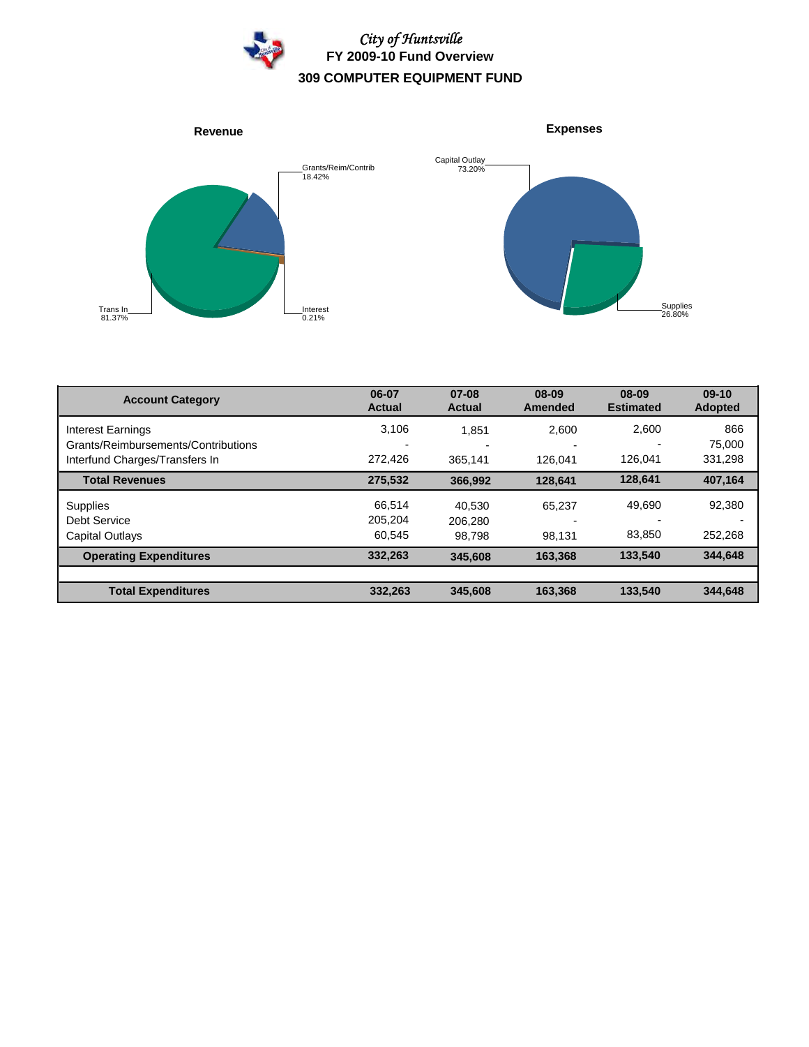*City of Huntsville*

**FY 2009-10 Fund Overview**

# 309 COMPUTER EQUIPMENT FUND

**Revenue**

Grants/Reim/Contrib 18.42%
Trans In 81.37%
Interest 0.21%

**Expenses**

Capital Outlay 73.20%
Supplies 26.80%

| Account Category | 06-07 Actual | 07-08 Actual | 08-09 Amended | 08-09 Estimated | 09-10 Adopted |
|---|---|---|---|---|---|
| Interest Earnings | 3,106 | 1,851 | 2,600 | 2,600 | 866 |
| Grants/Reimbursements/Contributions | - | - | - | - | 75,000 |
| Interfund Charges/Transfers In | 272,426 | 365,141 | 126,041 | 126,041 | 331,298 |
| **Total Revenues** | **275,532** | **366,992** | **128,641** | **128,641** | **407,164** |
| Supplies | 66,514 | 40,530 | 65,237 | 49,690 | 92,380 |
| Debt Service | 205,204 | 206,280 | - | - | - |
| Capital Outlays | 60,545 | 98,798 | 98,131 | 83,850 | 252,268 |
| **Operating Expenditures** | **332,263** | **345,608** | **163,368** | **133,540** | **344,648** |
| | | | | | |
| **Total Expenditures** | **332,263** | **345,608** | **163,368** | **133,540** | **344,648** |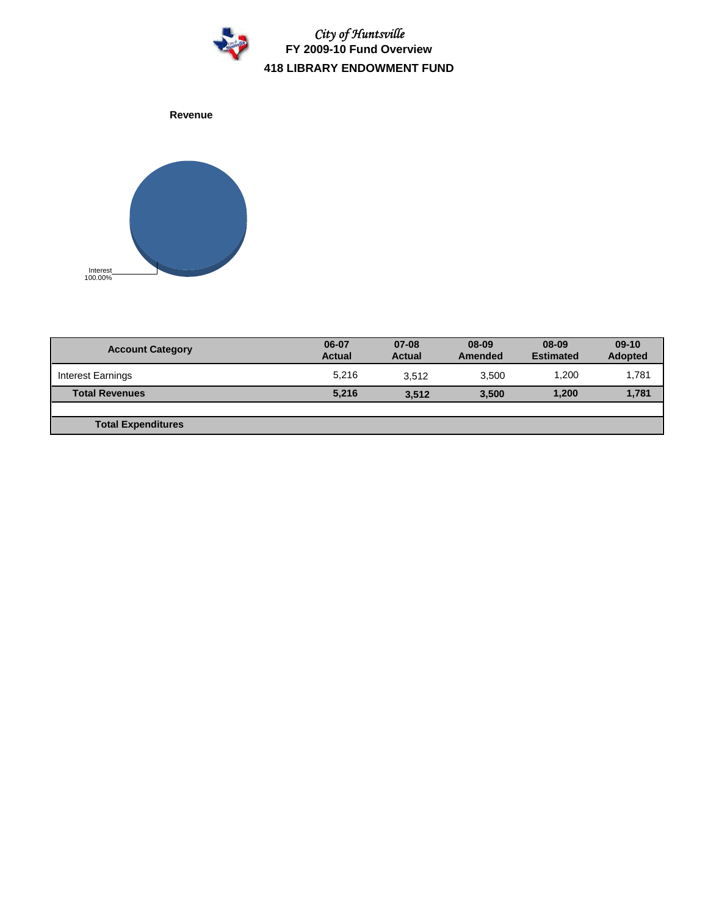*City of Huntsville*
**FY 2009-10 Fund Overview**

## 418 LIBRARY ENDOWMENT FUND

**Revenue**

Interest 100.00%

| Account Category | 06-07 Actual | 07-08 Actual | 08-09 Amended | 08-09 Estimated | 09-10 Adopted |
|---|---|---|---|---|---|
| Interest Earnings | 5,216 | 3,512 | 3,500 | 1,200 | 1,781 |
| **Total Revenues** | **5,216** | **3,512** | **3,500** | **1,200** | **1,781** |
| | | | | | |
| **Total Expenditures** | | | | | |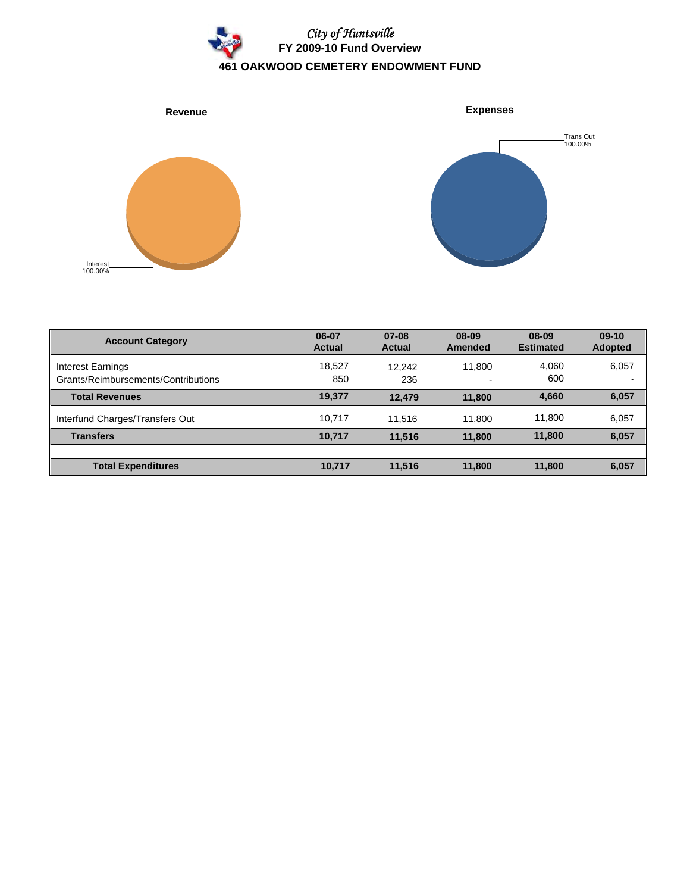*City of Huntsville*

# FY 2009-10 Fund Overview

## 461 OAKWOOD CEMETERY ENDOWMENT FUND

**Revenue**

Interest
100.00%

**Expenses**

Trans Out
100.00%

| Account Category | 06-07 Actual | 07-08 Actual | 08-09 Amended | 08-09 Estimated | 09-10 Adopted |
|---|---|---|---|---|---|
| Interest Earnings | 18,527 | 12,242 | 11,800 | 4,060 | 6,057 |
| Grants/Reimbursements/Contributions | 850 | 236 | - | 600 | - |
| **Total Revenues** | **19,377** | **12,479** | **11,800** | **4,660** | **6,057** |
| Interfund Charges/Transfers Out | 10,717 | 11,516 | 11,800 | 11,800 | 6,057 |
| **Transfers** | **10,717** | **11,516** | **11,800** | **11,800** | **6,057** |
| **Total Expenditures** | **10,717** | **11,516** | **11,800** | **11,800** | **6,057** |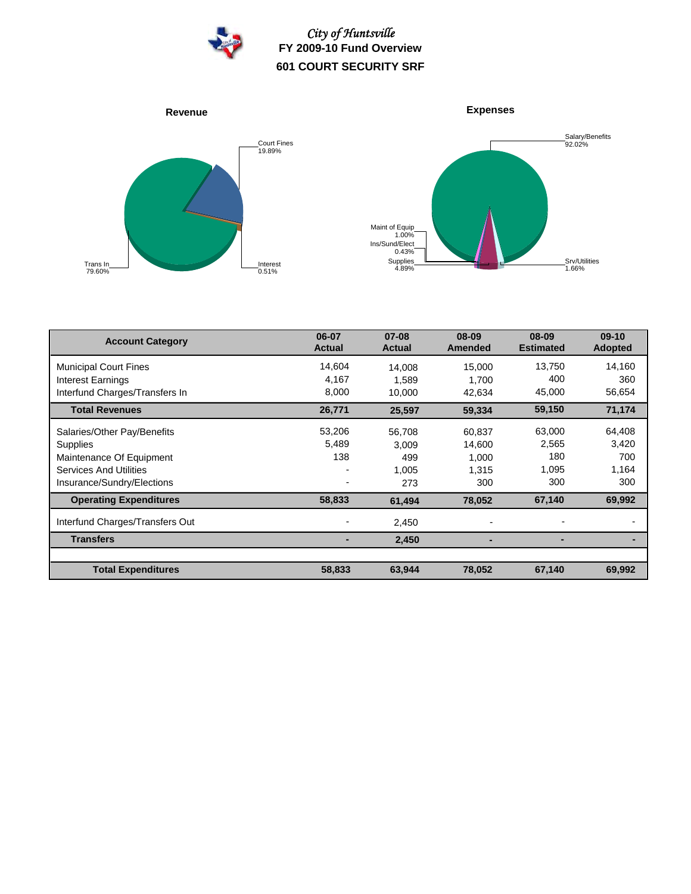# *City of Huntsville*
## FY 2009-10 Fund Overview
## 601 COURT SECURITY SRF

**Revenue**

Court Fines 19.89%
Interest 0.51%
Trans In 79.60%

**Expenses**

Salary/Benefits 92.02%
Srv/Utilities 1.66%
Maint of Equip 1.00%
Ins/Sund/Elect 0.43%
Supplies 4.89%

| Account Category | 06-07 Actual | 07-08 Actual | 08-09 Amended | 08-09 Estimated | 09-10 Adopted |
|---|---|---|---|---|---|
| Municipal Court Fines | 14,604 | 14,008 | 15,000 | 13,750 | 14,160 |
| Interest Earnings | 4,167 | 1,589 | 1,700 | 400 | 360 |
| Interfund Charges/Transfers In | 8,000 | 10,000 | 42,634 | 45,000 | 56,654 |
| **Total Revenues** | **26,771** | **25,597** | **59,334** | **59,150** | **71,174** |
| Salaries/Other Pay/Benefits | 53,206 | 56,708 | 60,837 | 63,000 | 64,408 |
| Supplies | 5,489 | 3,009 | 14,600 | 2,565 | 3,420 |
| Maintenance Of Equipment | 138 | 499 | 1,000 | 180 | 700 |
| Services And Utilities | - | 1,005 | 1,315 | 1,095 | 1,164 |
| Insurance/Sundry/Elections | - | 273 | 300 | 300 | 300 |
| **Operating Expenditures** | **58,833** | **61,494** | **78,052** | **67,140** | **69,992** |
| Interfund Charges/Transfers Out | - | 2,450 | - | - | - |
| **Transfers** | **-** | **2,450** | **-** | **-** | **-** |
| **Total Expenditures** | **58,833** | **63,944** | **78,052** | **67,140** | **69,992** |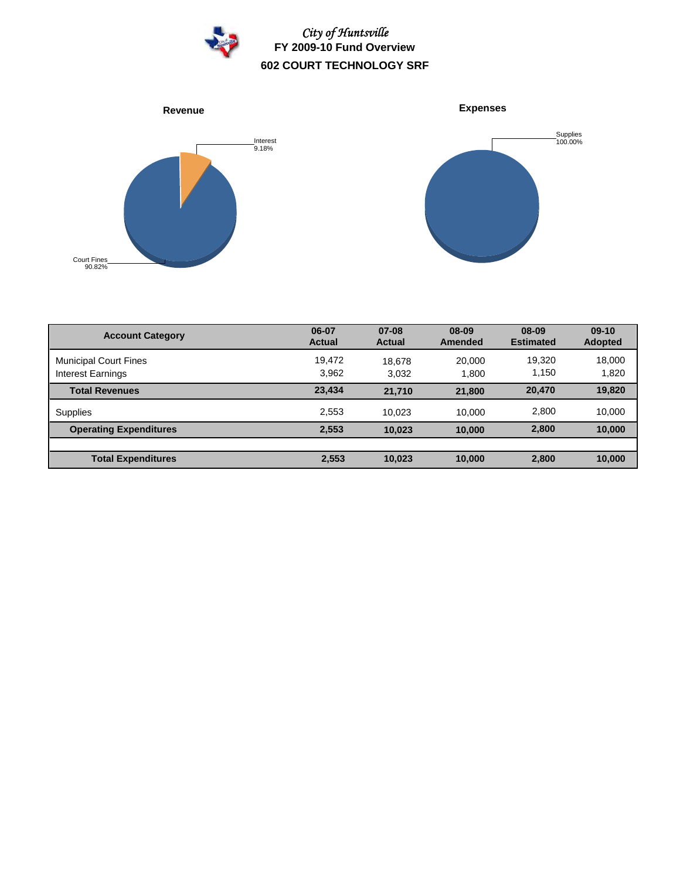*City of Huntsville*

# FY 2009-10 Fund Overview

## 602 COURT TECHNOLOGY SRF

**Revenue**

Interest 9.18%

Court Fines 90.82%

**Expenses**

Supplies 100.00%

| Account Category | 06-07 Actual | 07-08 Actual | 08-09 Amended | 08-09 Estimated | 09-10 Adopted |
|---|---|---|---|---|---|
| Municipal Court Fines | 19,472 | 18,678 | 20,000 | 19,320 | 18,000 |
| Interest Earnings | 3,962 | 3,032 | 1,800 | 1,150 | 1,820 |
| **Total Revenues** | **23,434** | **21,710** | **21,800** | **20,470** | **19,820** |
| Supplies | 2,553 | 10,023 | 10,000 | 2,800 | 10,000 |
| **Operating Expenditures** | **2,553** | **10,023** | **10,000** | **2,800** | **10,000** |
| | | | | | |
| **Total Expenditures** | **2,553** | **10,023** | **10,000** | **2,800** | **10,000** |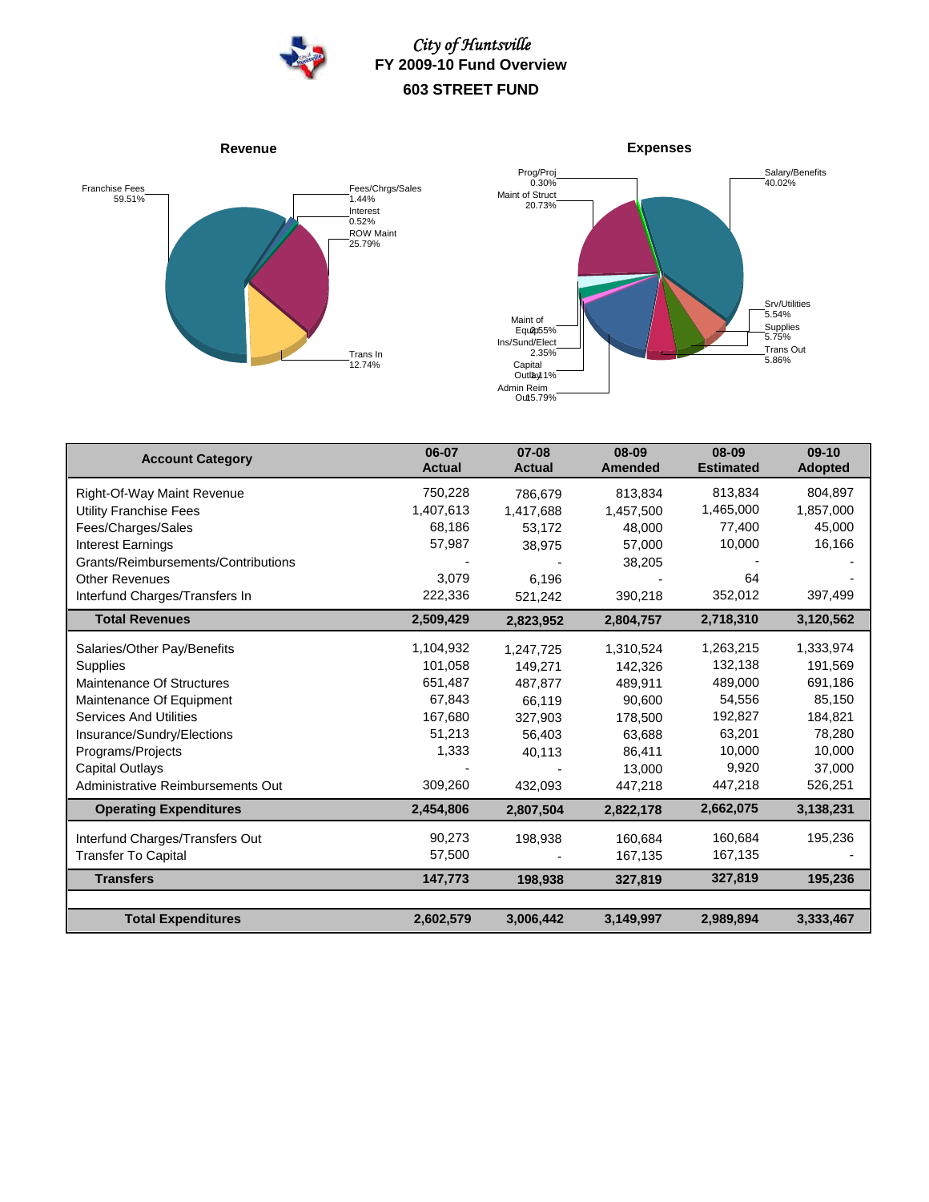# City of Huntsville
## FY 2009-10 Fund Overview
## 603 STREET FUND

### Revenue

Franchise Fees 59.51%
Fees/Chrgs/Sales 1.44%
Interest 0.52%
ROW Maint 25.79%
Trans In 12.74%

### Expenses

Prog/Proj 0.30%
Maint of Struct 20.73%
Salary/Benefits 40.02%
Srv/Utilities 5.54%
Supplies 5.75%
Trans Out 5.86%
Maint of Equip 2.55%
Ins/Sund/Elect 2.35%
Capital Outlay 1.11%
Admin Reim Out 15.79%

| Account Category | 06-07 Actual | 07-08 Actual | 08-09 Amended | 08-09 Estimated | 09-10 Adopted |
|---|---|---|---|---|---|
| Right-Of-Way Maint Revenue | 750,228 | 786,679 | 813,834 | 813,834 | 804,897 |
| Utility Franchise Fees | 1,407,613 | 1,417,688 | 1,457,500 | 1,465,000 | 1,857,000 |
| Fees/Charges/Sales | 68,186 | 53,172 | 48,000 | 77,400 | 45,000 |
| Interest Earnings | 57,987 | 38,975 | 57,000 | 10,000 | 16,166 |
| Grants/Reimbursements/Contributions | - | - | 38,205 | - | - |
| Other Revenues | 3,079 | 6,196 | - | 64 | - |
| Interfund Charges/Transfers In | 222,336 | 521,242 | 390,218 | 352,012 | 397,499 |
| **Total Revenues** | **2,509,429** | **2,823,952** | **2,804,757** | **2,718,310** | **3,120,562** |
| Salaries/Other Pay/Benefits | 1,104,932 | 1,247,725 | 1,310,524 | 1,263,215 | 1,333,974 |
| Supplies | 101,058 | 149,271 | 142,326 | 132,138 | 191,569 |
| Maintenance Of Structures | 651,487 | 487,877 | 489,911 | 489,000 | 691,186 |
| Maintenance Of Equipment | 67,843 | 66,119 | 90,600 | 54,556 | 85,150 |
| Services And Utilities | 167,680 | 327,903 | 178,500 | 192,827 | 184,821 |
| Insurance/Sundry/Elections | 51,213 | 56,403 | 63,688 | 63,201 | 78,280 |
| Programs/Projects | 1,333 | 40,113 | 86,411 | 10,000 | 10,000 |
| Capital Outlays | - | - | 13,000 | 9,920 | 37,000 |
| Administrative Reimbursements Out | 309,260 | 432,093 | 447,218 | 447,218 | 526,251 |
| **Operating Expenditures** | **2,454,806** | **2,807,504** | **2,822,178** | **2,662,075** | **3,138,231** |
| Interfund Charges/Transfers Out | 90,273 | 198,938 | 160,684 | 160,684 | 195,236 |
| Transfer To Capital | 57,500 | - | 167,135 | 167,135 | - |
| **Transfers** | **147,773** | **198,938** | **327,819** | **327,819** | **195,236** |
| **Total Expenditures** | **2,602,579** | **3,006,442** | **3,149,997** | **2,989,894** | **3,333,467** |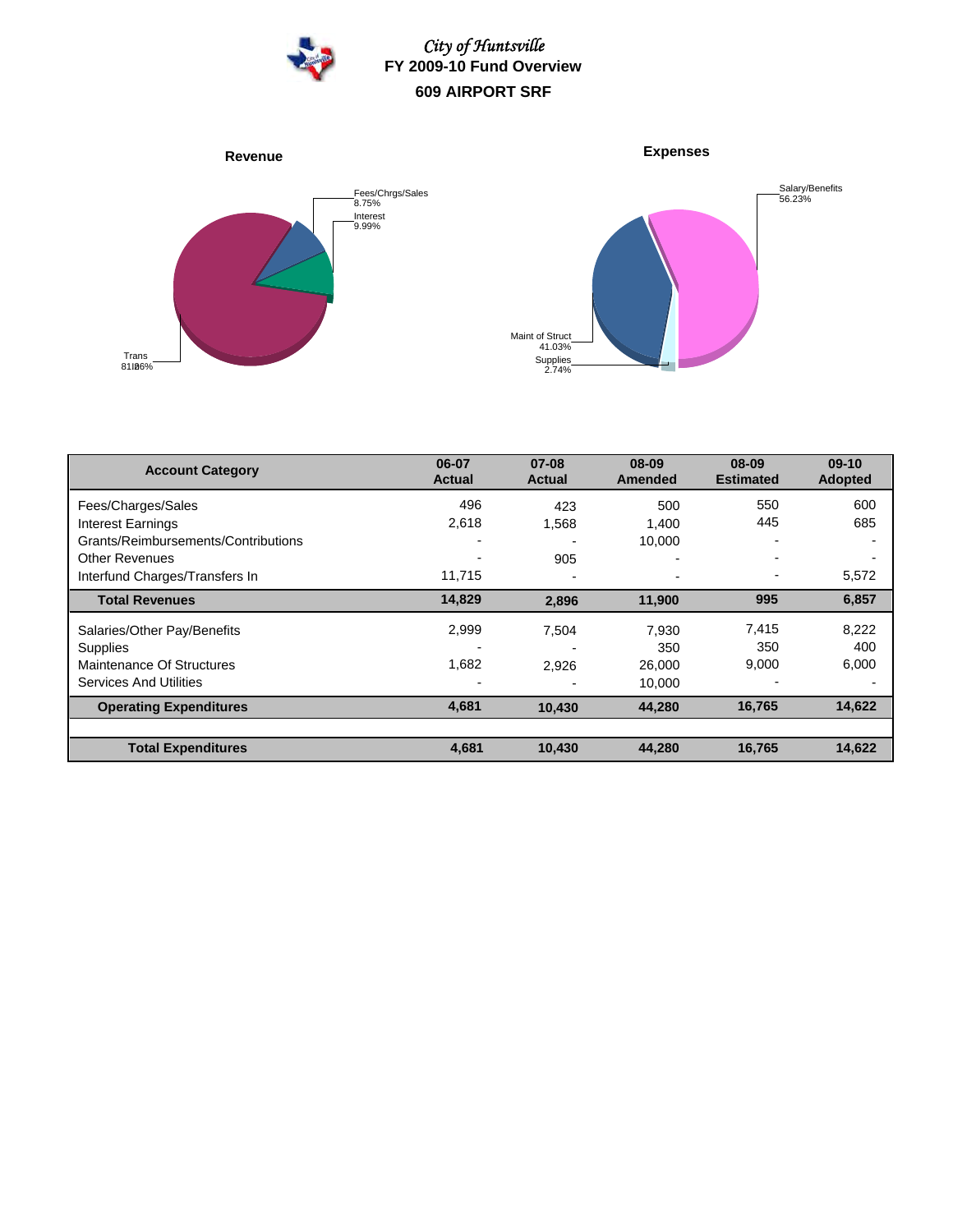*City of Huntsville*

**FY 2009-10 Fund Overview**

**609 AIRPORT SRF**

**Revenue**

Fees/Chrgs/Sales 8.75%
Interest 9.99%
Trans 81.26%

**Expenses**

Salary/Benefits 56.23%
Maint of Struct 41.03%
Supplies 2.74%

| Account Category | 06-07 Actual | 07-08 Actual | 08-09 Amended | 08-09 Estimated | 09-10 Adopted |
|---|---|---|---|---|---|
| Fees/Charges/Sales | 496 | 423 | 500 | 550 | 600 |
| Interest Earnings | 2,618 | 1,568 | 1,400 | 445 | 685 |
| Grants/Reimbursements/Contributions | - | - | 10,000 | - | - |
| Other Revenues | - | 905 | - | - | - |
| Interfund Charges/Transfers In | 11,715 | - | - | - | 5,572 |
| **Total Revenues** | **14,829** | **2,896** | **11,900** | **995** | **6,857** |
| Salaries/Other Pay/Benefits | 2,999 | 7,504 | 7,930 | 7,415 | 8,222 |
| Supplies | - | - | 350 | 350 | 400 |
| Maintenance Of Structures | 1,682 | 2,926 | 26,000 | 9,000 | 6,000 |
| Services And Utilities | - | - | 10,000 | - | - |
| **Operating Expenditures** | **4,681** | **10,430** | **44,280** | **16,765** | **14,622** |
| | | | | | |
| **Total Expenditures** | **4,681** | **10,430** | **44,280** | **16,765** | **14,622** |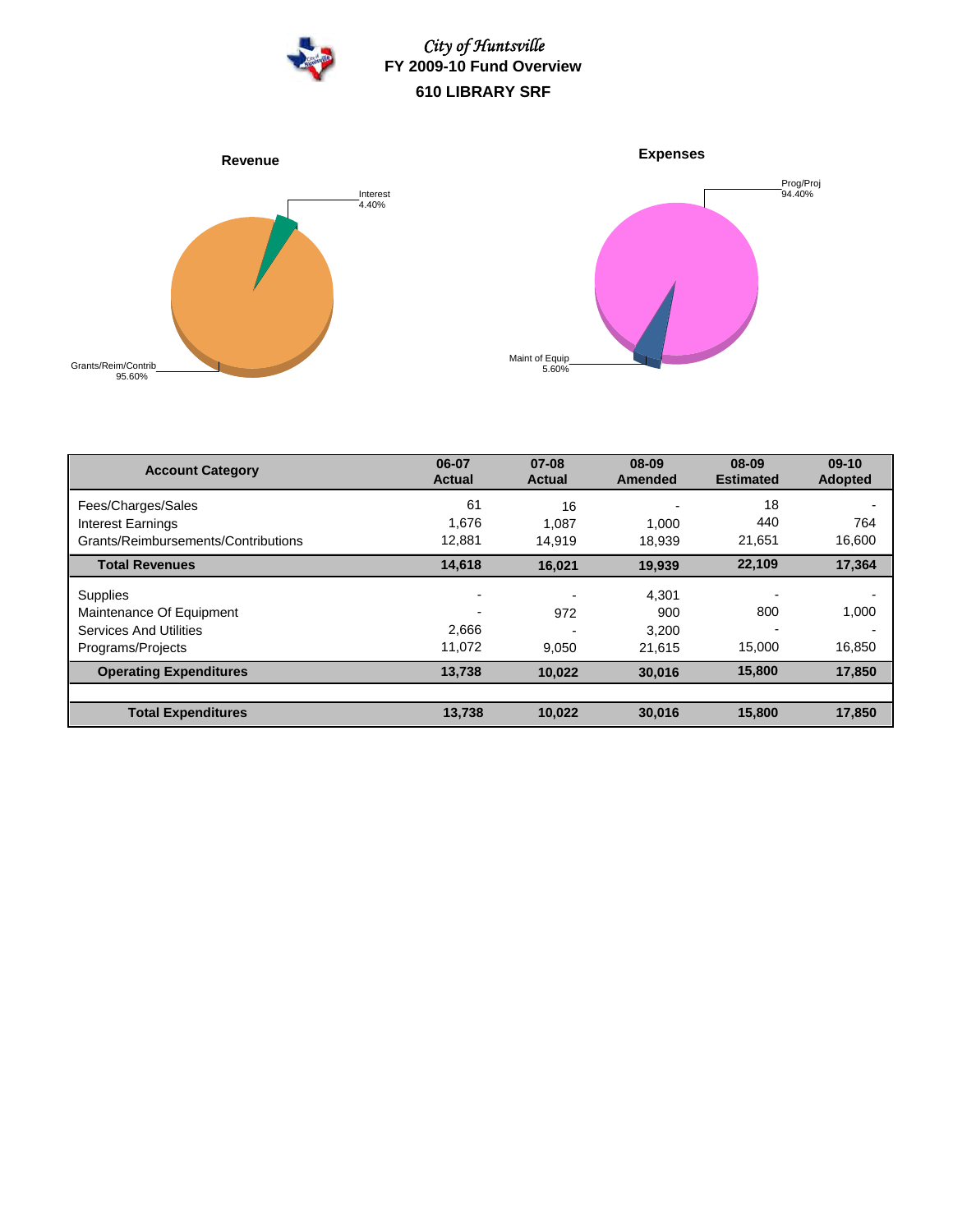*City of Huntsville*

# FY 2009-10 Fund Overview

## 610 LIBRARY SRF

**Revenue**

Interest 4.40%

Grants/Reim/Contrib 95.60%

**Expenses**

Prog/Proj 94.40%

Maint of Equip 5.60%

| Account Category | 06-07 Actual | 07-08 Actual | 08-09 Amended | 08-09 Estimated | 09-10 Adopted |
|---|---|---|---|---|---|
| Fees/Charges/Sales | 61 | 16 | - | 18 | - |
| Interest Earnings | 1,676 | 1,087 | 1,000 | 440 | 764 |
| Grants/Reimbursements/Contributions | 12,881 | 14,919 | 18,939 | 21,651 | 16,600 |
| **Total Revenues** | **14,618** | **16,021** | **19,939** | **22,109** | **17,364** |
| Supplies | - | - | 4,301 | - | - |
| Maintenance Of Equipment | - | 972 | 900 | 800 | 1,000 |
| Services And Utilities | 2,666 | - | 3,200 | - | - |
| Programs/Projects | 11,072 | 9,050 | 21,615 | 15,000 | 16,850 |
| **Operating Expenditures** | **13,738** | **10,022** | **30,016** | **15,800** | **17,850** |
| **Total Expenditures** | **13,738** | **10,022** | **30,016** | **15,800** | **17,850** |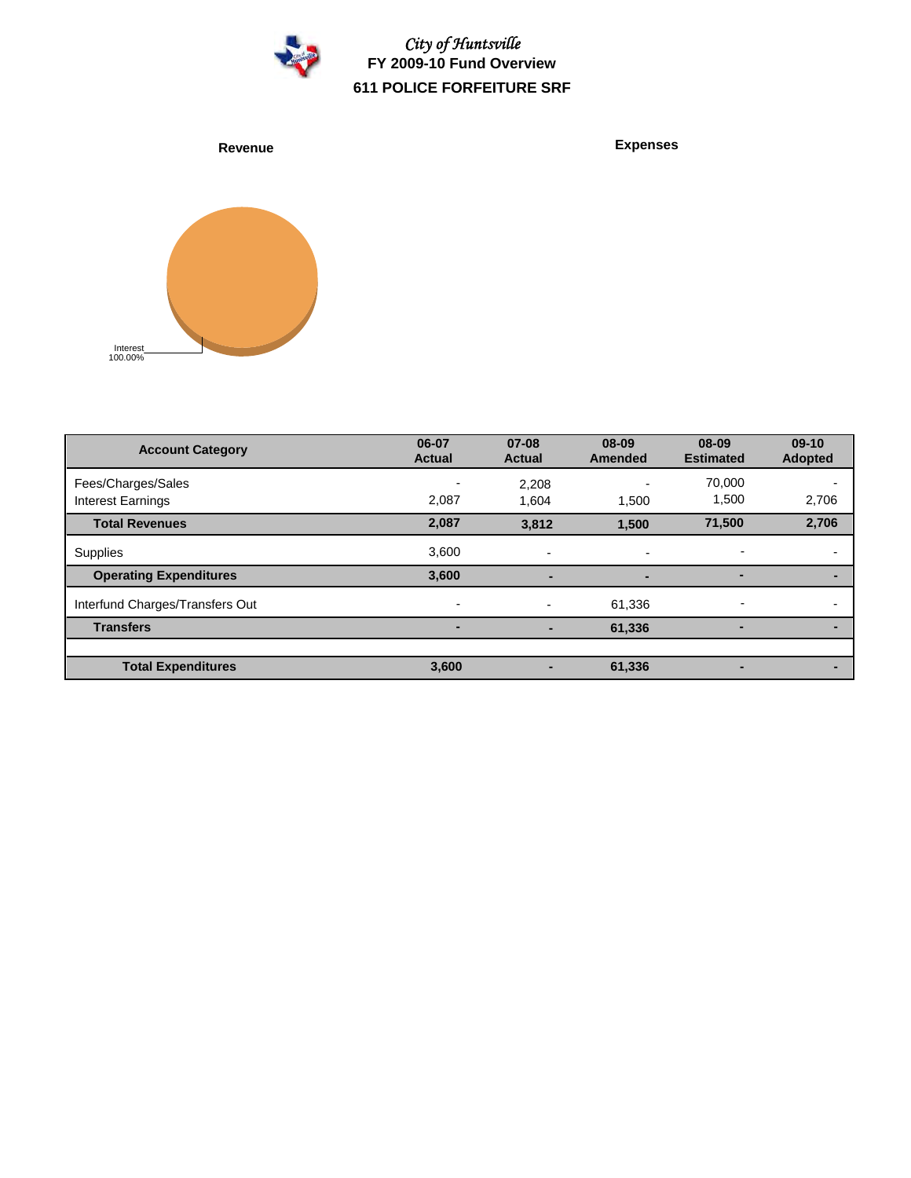*City of Huntsville*

# FY 2009-10 Fund Overview

## 611 POLICE FORFEITURE SRF

**Revenue**

**Expenses**

Interest 100.00%

| Account Category | 06-07 Actual | 07-08 Actual | 08-09 Amended | 08-09 Estimated | 09-10 Adopted |
|---|---|---|---|---|---|
| Fees/Charges/Sales | - | 2,208 | - | 70,000 | - |
| Interest Earnings | 2,087 | 1,604 | 1,500 | 1,500 | 2,706 |
| **Total Revenues** | **2,087** | **3,812** | **1,500** | **71,500** | **2,706** |
| Supplies | 3,600 | - | - | - | - |
| **Operating Expenditures** | **3,600** | **-** | **-** | **-** | **-** |
| Interfund Charges/Transfers Out | - | - | 61,336 | - | - |
| **Transfers** | **-** | **-** | **61,336** | **-** | **-** |
| **Total Expenditures** | **3,600** | **-** | **61,336** | **-** | **-** |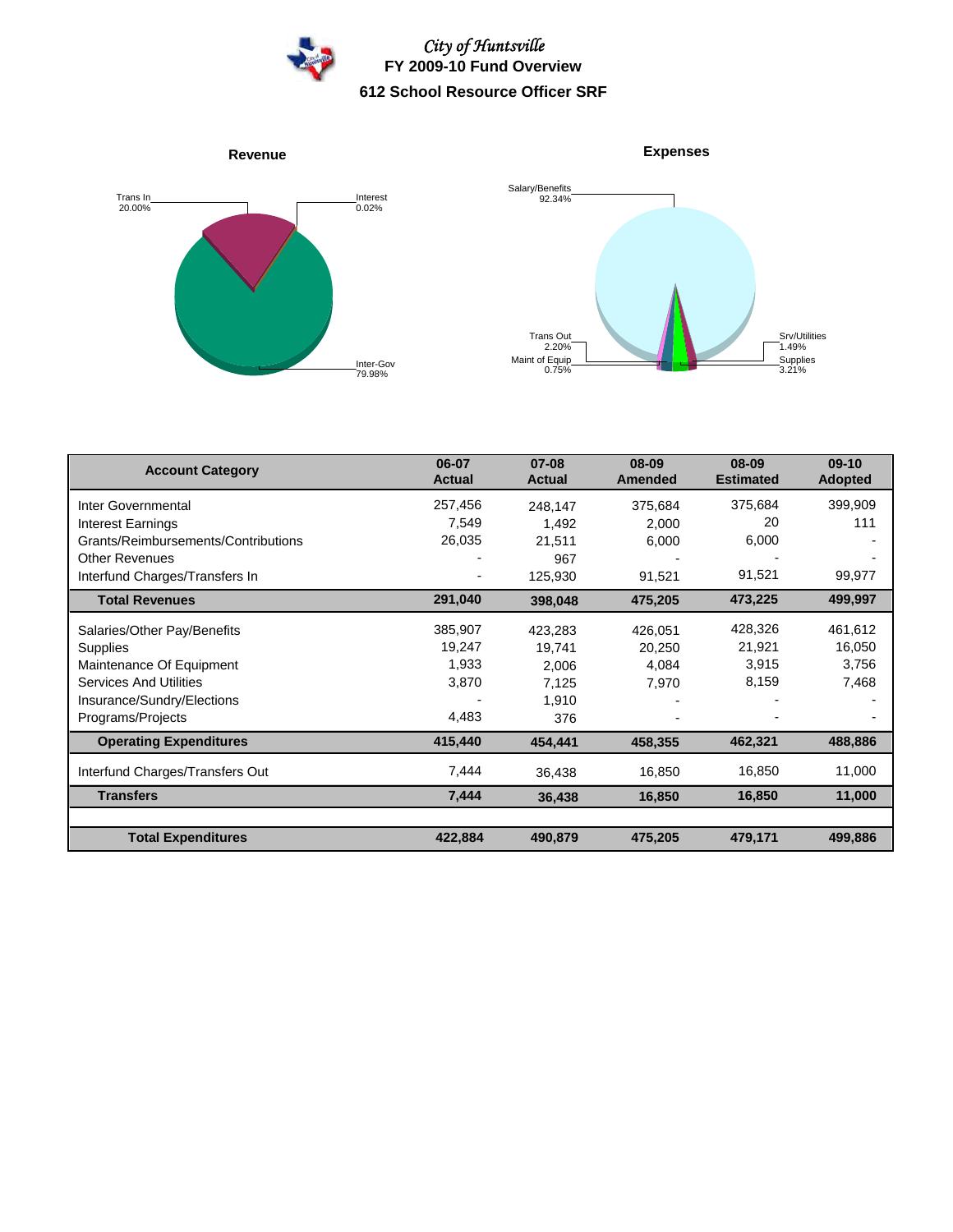# City of Huntsville

## FY 2009-10 Fund Overview

## 612 School Resource Officer SRF

**Revenue**

Trans In 20.00%
Interest 0.02%
Inter-Gov 79.98%

**Expenses**

Salary/Benefits 92.34%
Trans Out 2.20%
Maint of Equip 0.75%
Srv/Utilities 1.49%
Supplies 3.21%

| Account Category | 06-07 Actual | 07-08 Actual | 08-09 Amended | 08-09 Estimated | 09-10 Adopted |
|---|---|---|---|---|---|
| Inter Governmental | 257,456 | 248,147 | 375,684 | 375,684 | 399,909 |
| Interest Earnings | 7,549 | 1,492 | 2,000 | 20 | 111 |
| Grants/Reimbursements/Contributions | 26,035 | 21,511 | 6,000 | 6,000 | - |
| Other Revenues | - | 967 | - | - | - |
| Interfund Charges/Transfers In | - | 125,930 | 91,521 | 91,521 | 99,977 |
| **Total Revenues** | **291,040** | **398,048** | **475,205** | **473,225** | **499,997** |
| Salaries/Other Pay/Benefits | 385,907 | 423,283 | 426,051 | 428,326 | 461,612 |
| Supplies | 19,247 | 19,741 | 20,250 | 21,921 | 16,050 |
| Maintenance Of Equipment | 1,933 | 2,006 | 4,084 | 3,915 | 3,756 |
| Services And Utilities | 3,870 | 7,125 | 7,970 | 8,159 | 7,468 |
| Insurance/Sundry/Elections | - | 1,910 | - | - | - |
| Programs/Projects | 4,483 | 376 | - | - | - |
| **Operating Expenditures** | **415,440** | **454,441** | **458,355** | **462,321** | **488,886** |
| Interfund Charges/Transfers Out | 7,444 | 36,438 | 16,850 | 16,850 | 11,000 |
| **Transfers** | **7,444** | **36,438** | **16,850** | **16,850** | **11,000** |
| **Total Expenditures** | **422,884** | **490,879** | **475,205** | **479,171** | **499,886** |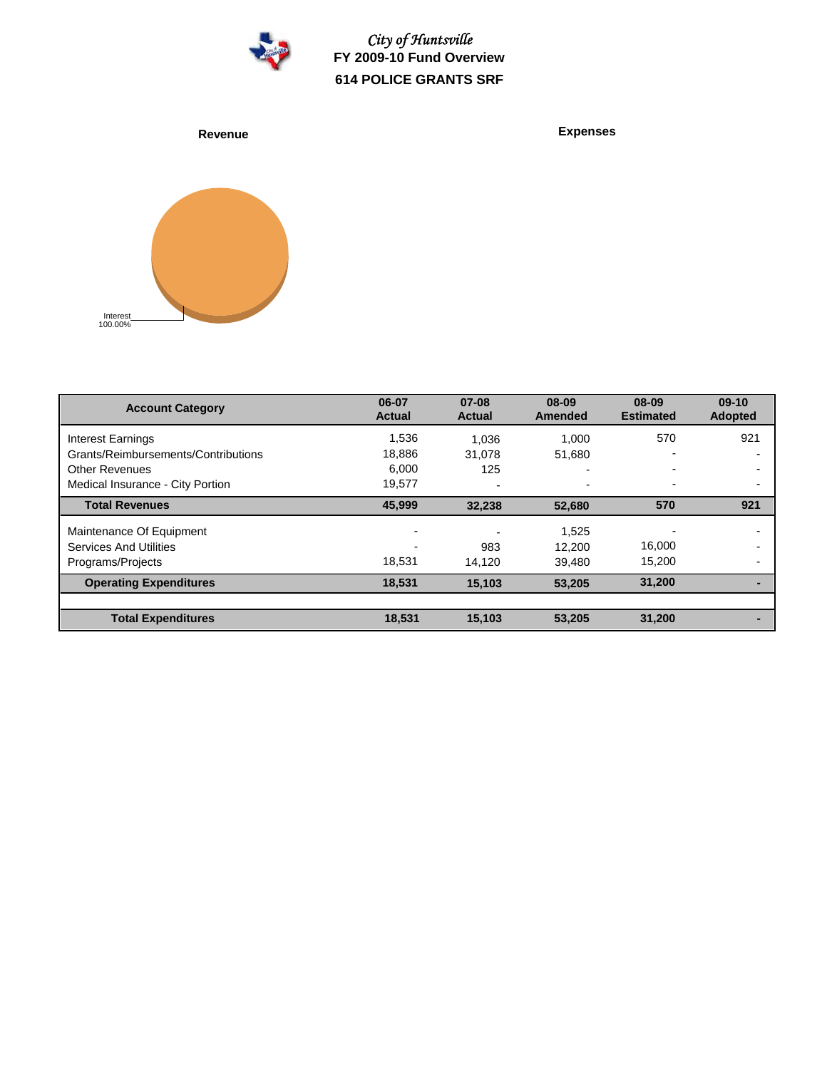*City of Huntsville*

# FY 2009-10 Fund Overview

## 614 POLICE GRANTS SRF

**Revenue**

**Expenses**

Interest 100.00%

| Account Category | 06-07 Actual | 07-08 Actual | 08-09 Amended | 08-09 Estimated | 09-10 Adopted |
|---|---|---|---|---|---|
| Interest Earnings | 1,536 | 1,036 | 1,000 | 570 | 921 |
| Grants/Reimbursements/Contributions | 18,886 | 31,078 | 51,680 | - | - |
| Other Revenues | 6,000 | 125 | - | - | - |
| Medical Insurance - City Portion | 19,577 | - | - | - | - |
| **Total Revenues** | **45,999** | **32,238** | **52,680** | **570** | **921** |
| Maintenance Of Equipment | - | - | 1,525 | - | - |
| Services And Utilities | - | 983 | 12,200 | 16,000 | - |
| Programs/Projects | 18,531 | 14,120 | 39,480 | 15,200 | - |
| **Operating Expenditures** | **18,531** | **15,103** | **53,205** | **31,200** | **-** |
| **Total Expenditures** | **18,531** | **15,103** | **53,205** | **31,200** | **-** |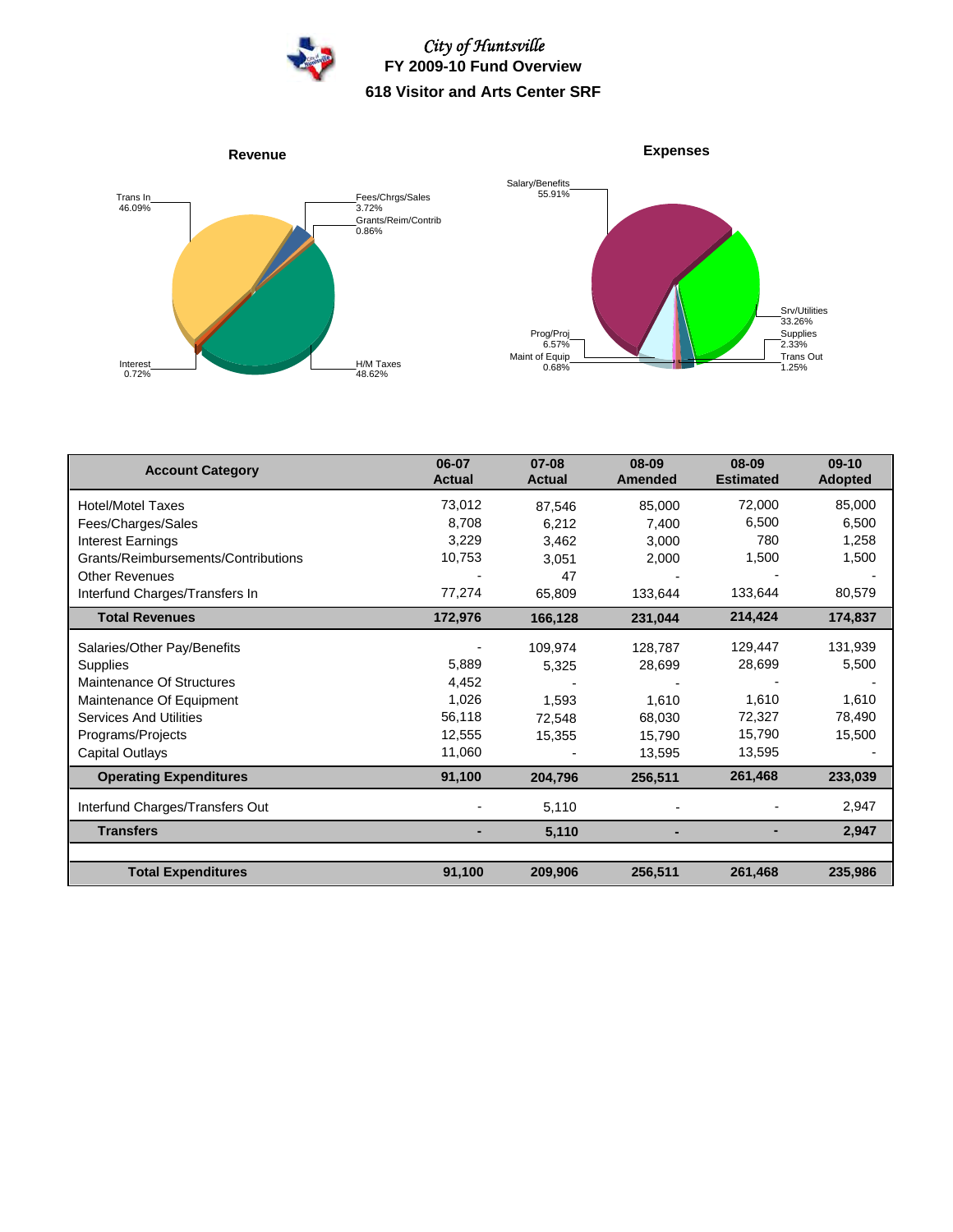*City of Huntsville*

# FY 2009-10 Fund Overview

## 618 Visitor and Arts Center SRF

**Revenue**

Trans In 46.09%
Fees/Chrgs/Sales 3.72%
Grants/Reim/Contrib 0.86%
Interest 0.72%
H/M Taxes 48.62%

**Expenses**

Salary/Benefits 55.91%
Srv/Utilities 33.26%
Supplies 2.33%
Trans Out 1.25%
Prog/Proj 6.57%
Maint of Equip 0.68%

| Account Category | 06-07 Actual | 07-08 Actual | 08-09 Amended | 08-09 Estimated | 09-10 Adopted |
|---|---|---|---|---|---|
| Hotel/Motel Taxes | 73,012 | 87,546 | 85,000 | 72,000 | 85,000 |
| Fees/Charges/Sales | 8,708 | 6,212 | 7,400 | 6,500 | 6,500 |
| Interest Earnings | 3,229 | 3,462 | 3,000 | 780 | 1,258 |
| Grants/Reimbursements/Contributions | 10,753 | 3,051 | 2,000 | 1,500 | 1,500 |
| Other Revenues | - | 47 | - | - | - |
| Interfund Charges/Transfers In | 77,274 | 65,809 | 133,644 | 133,644 | 80,579 |
| **Total Revenues** | **172,976** | **166,128** | **231,044** | **214,424** | **174,837** |
| Salaries/Other Pay/Benefits | - | 109,974 | 128,787 | 129,447 | 131,939 |
| Supplies | 5,889 | 5,325 | 28,699 | 28,699 | 5,500 |
| Maintenance Of Structures | 4,452 | - | - | - | - |
| Maintenance Of Equipment | 1,026 | 1,593 | 1,610 | 1,610 | 1,610 |
| Services And Utilities | 56,118 | 72,548 | 68,030 | 72,327 | 78,490 |
| Programs/Projects | 12,555 | 15,355 | 15,790 | 15,790 | 15,500 |
| Capital Outlays | 11,060 | - | 13,595 | 13,595 | - |
| **Operating Expenditures** | **91,100** | **204,796** | **256,511** | **261,468** | **233,039** |
| Interfund Charges/Transfers Out | - | 5,110 | - | - | 2,947 |
| **Transfers** | **-** | **5,110** | **-** | **-** | **2,947** |
| **Total Expenditures** | **91,100** | **209,906** | **256,511** | **261,468** | **235,986** |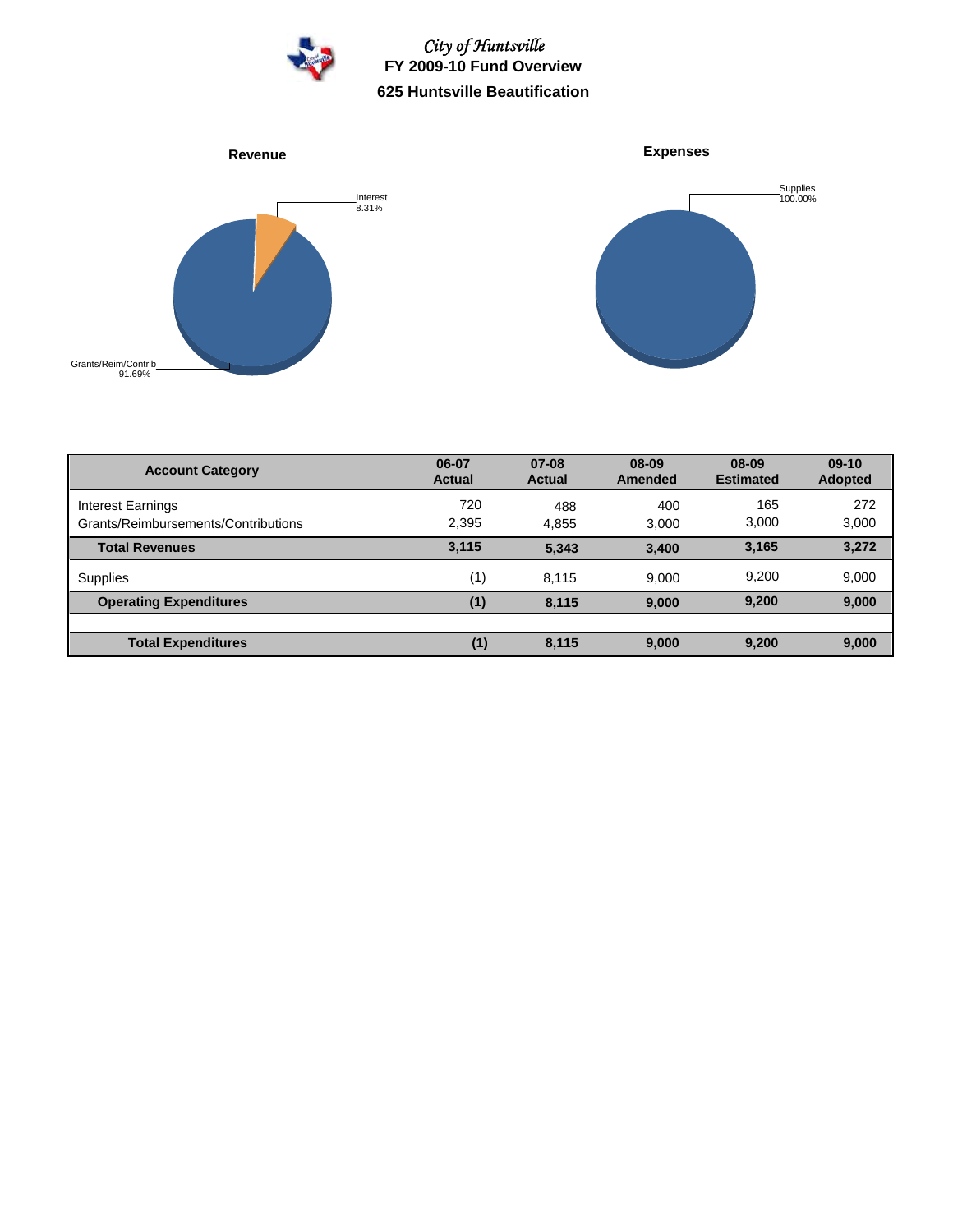*City of Huntsville*

# FY 2009-10 Fund Overview

## 625 Huntsville Beautification

**Revenue**

Interest 8.31%

Grants/Reim/Contrib 91.69%

**Expenses**

Supplies 100.00%

| Account Category | 06-07 Actual | 07-08 Actual | 08-09 Amended | 08-09 Estimated | 09-10 Adopted |
|---|---|---|---|---|---|
| Interest Earnings | 720 | 488 | 400 | 165 | 272 |
| Grants/Reimbursements/Contributions | 2,395 | 4,855 | 3,000 | 3,000 | 3,000 |
| **Total Revenues** | **3,115** | **5,343** | **3,400** | **3,165** | **3,272** |
| Supplies | (1) | 8,115 | 9,000 | 9,200 | 9,000 |
| **Operating Expenditures** | **(1)** | **8,115** | **9,000** | **9,200** | **9,000** |
| | | | | | |
| **Total Expenditures** | **(1)** | **8,115** | **9,000** | **9,200** | **9,000** |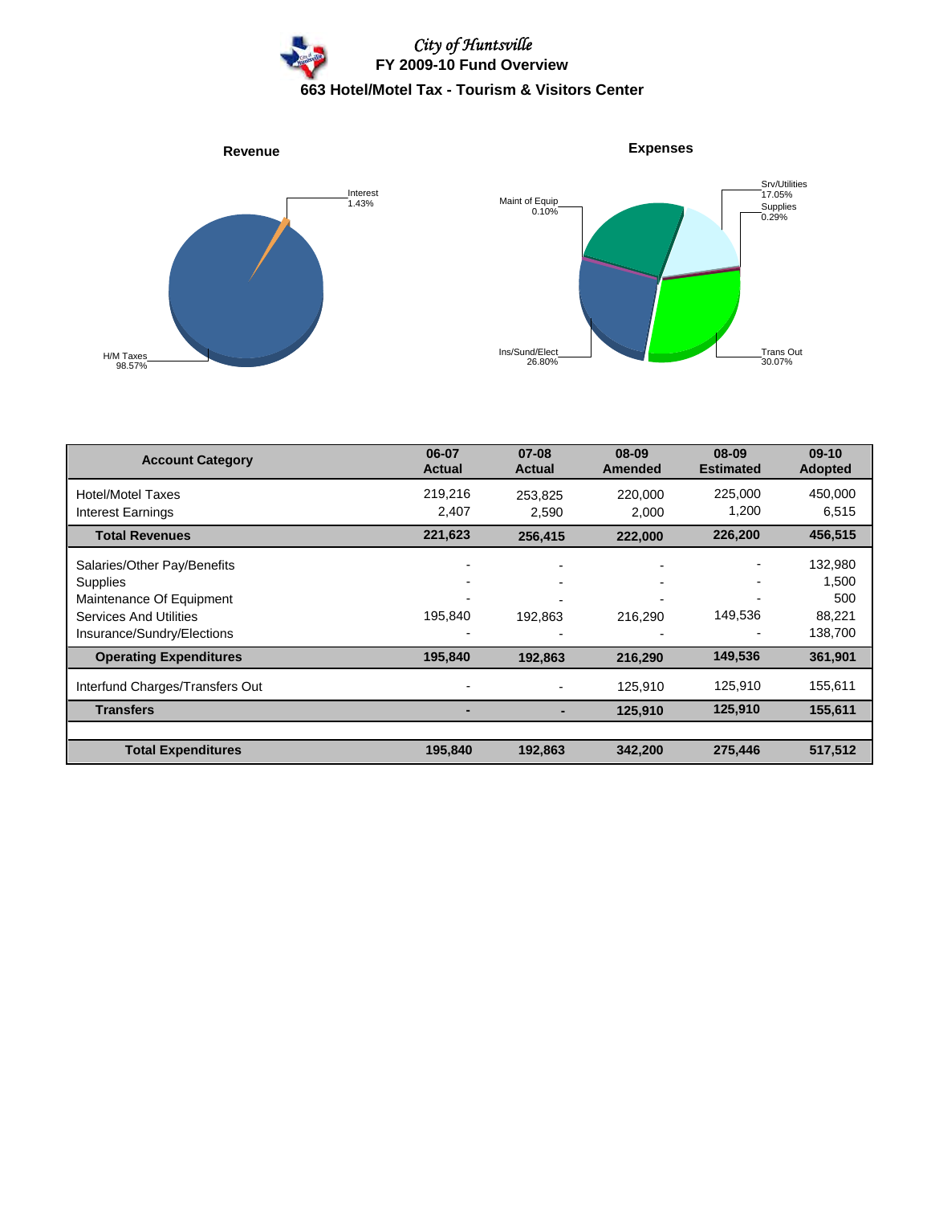# City of Huntsville

## FY 2009-10 Fund Overview

### 663 Hotel/Motel Tax - Tourism & Visitors Center

**Revenue**

Interest 1.43%

H/M Taxes 98.57%

**Expenses**

Maint of Equip 0.10%

Srv/Utilities 17.05%

Supplies 0.29%

Ins/Sund/Elect 26.80%

Trans Out 30.07%

| Account Category | 06-07 Actual | 07-08 Actual | 08-09 Amended | 08-09 Estimated | 09-10 Adopted |
|---|---|---|---|---|---|
| Hotel/Motel Taxes | 219,216 | 253,825 | 220,000 | 225,000 | 450,000 |
| Interest Earnings | 2,407 | 2,590 | 2,000 | 1,200 | 6,515 |
| **Total Revenues** | **221,623** | **256,415** | **222,000** | **226,200** | **456,515** |
| Salaries/Other Pay/Benefits | - | - | - | - | 132,980 |
| Supplies | - | - | - | - | 1,500 |
| Maintenance Of Equipment | - | - | - | - | 500 |
| Services And Utilities | 195,840 | 192,863 | 216,290 | 149,536 | 88,221 |
| Insurance/Sundry/Elections | - | - | - | - | 138,700 |
| **Operating Expenditures** | **195,840** | **192,863** | **216,290** | **149,536** | **361,901** |
| Interfund Charges/Transfers Out | - | - | 125,910 | 125,910 | 155,611 |
| **Transfers** | **-** | **-** | **125,910** | **125,910** | **155,611** |
| **Total Expenditures** | **195,840** | **192,863** | **342,200** | **275,446** | **517,512** |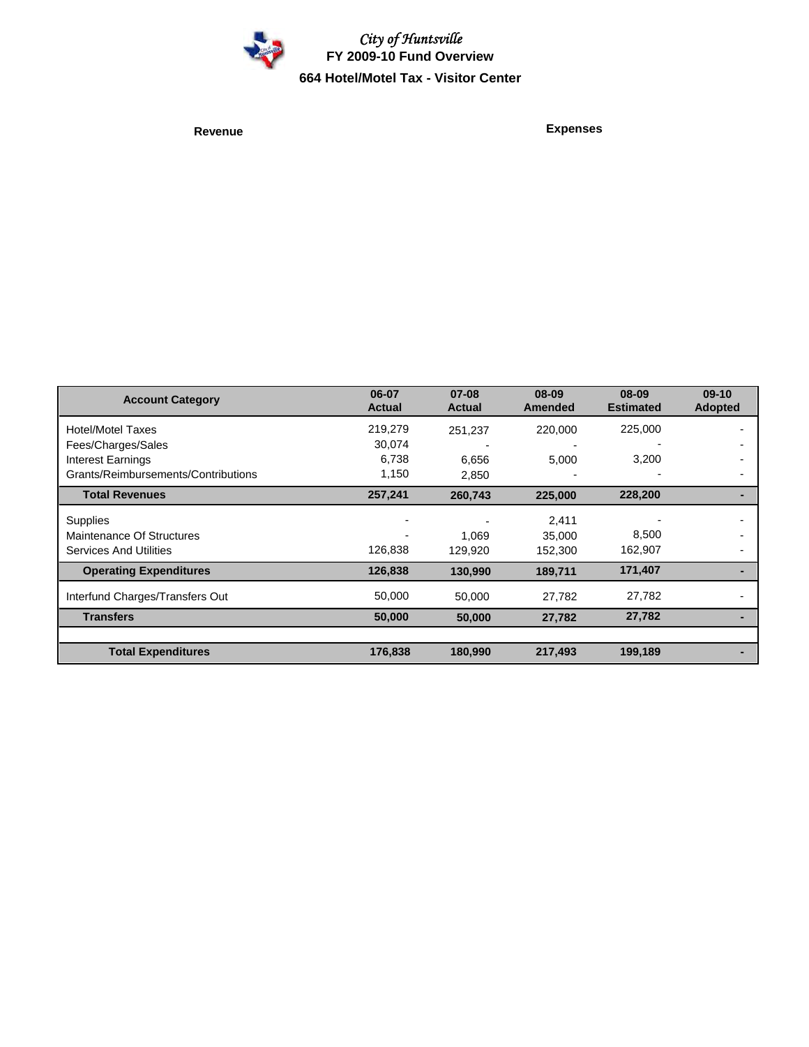*City of Huntsville*
**FY 2009-10 Fund Overview**
**664 Hotel/Motel Tax - Visitor Center**

**Revenue** **Expenses**

| Account Category | 06-07 Actual | 07-08 Actual | 08-09 Amended | 08-09 Estimated | 09-10 Adopted |
|---|---|---|---|---|---|
| Hotel/Motel Taxes | 219,279 | 251,237 | 220,000 | 225,000 | - |
| Fees/Charges/Sales | 30,074 | - | - | - | - |
| Interest Earnings | 6,738 | 6,656 | 5,000 | 3,200 | - |
| Grants/Reimbursements/Contributions | 1,150 | 2,850 | - | - | - |
| **Total Revenues** | **257,241** | **260,743** | **225,000** | **228,200** | **-** |
| Supplies | - | - | 2,411 | - | - |
| Maintenance Of Structures | - | 1,069 | 35,000 | 8,500 | - |
| Services And Utilities | 126,838 | 129,920 | 152,300 | 162,907 | - |
| **Operating Expenditures** | **126,838** | **130,990** | **189,711** | **171,407** | **-** |
| Interfund Charges/Transfers Out | 50,000 | 50,000 | 27,782 | 27,782 | - |
| **Transfers** | **50,000** | **50,000** | **27,782** | **27,782** | **-** |
| **Total Expenditures** | **176,838** | **180,990** | **217,493** | **199,189** | **-** |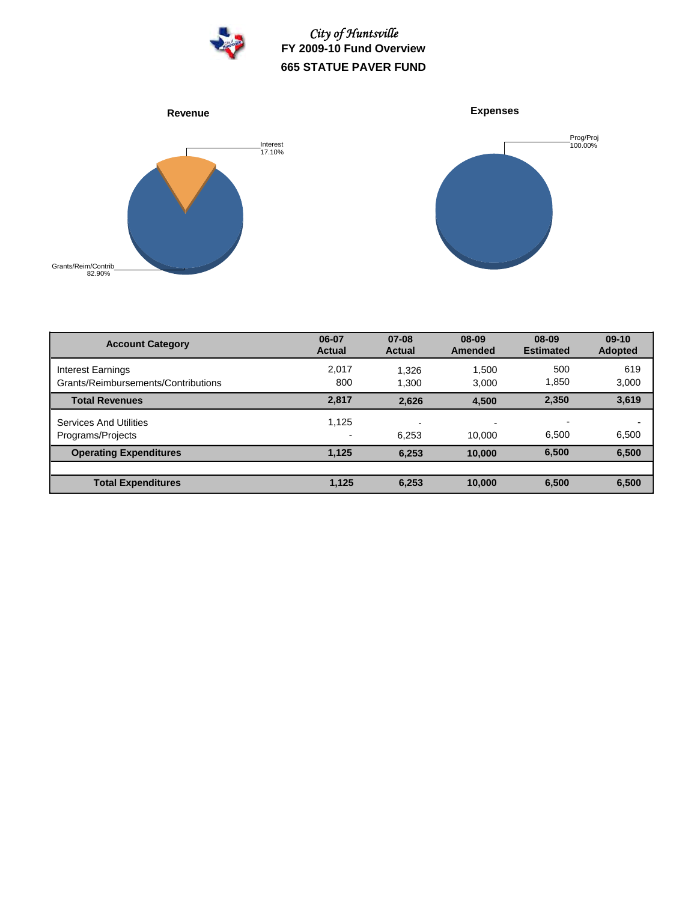*City of Huntsville*

**FY 2009-10 Fund Overview**

**665 STATUE PAVER FUND**

**Revenue**

Interest
17.10%

Grants/Reim/Contrib
82.90%

**Expenses**

Prog/Proj
100.00%

| Account Category | 06-07 Actual | 07-08 Actual | 08-09 Amended | 08-09 Estimated | 09-10 Adopted |
|---|---|---|---|---|---|
| Interest Earnings | 2,017 | 1,326 | 1,500 | 500 | 619 |
| Grants/Reimbursements/Contributions | 800 | 1,300 | 3,000 | 1,850 | 3,000 |
| **Total Revenues** | **2,817** | **2,626** | **4,500** | **2,350** | **3,619** |
| Services And Utilities | 1,125 | - | - | - | - |
| Programs/Projects | - | 6,253 | 10,000 | 6,500 | 6,500 |
| **Operating Expenditures** | **1,125** | **6,253** | **10,000** | **6,500** | **6,500** |
| | | | | | |
| **Total Expenditures** | **1,125** | **6,253** | **10,000** | **6,500** | **6,500** |